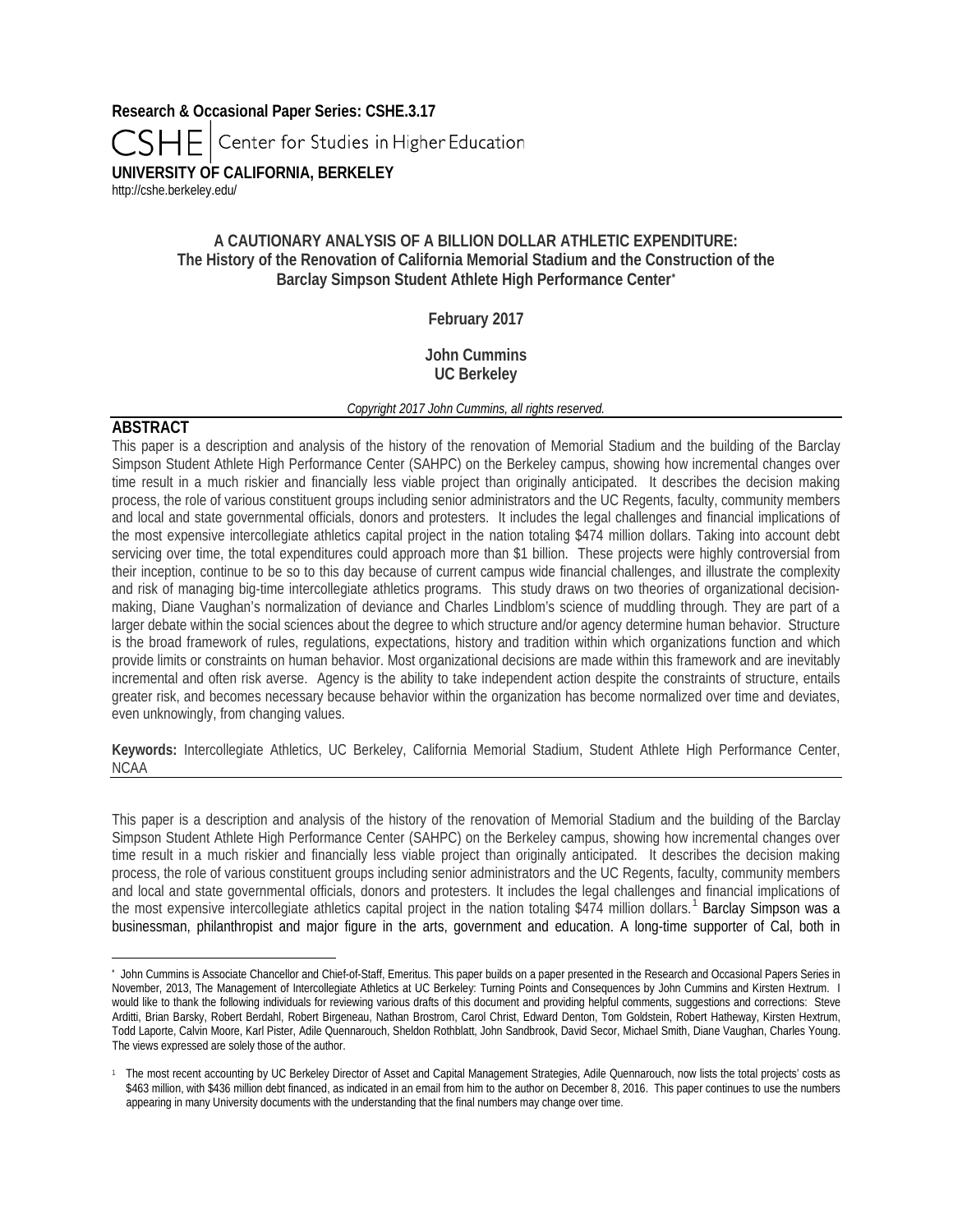**Research & Occasional Paper Series: CSHE.3.17**

CSHE | Center for Studies in Higher Education

**UNIVERSITY OF CALIFORNIA, BERKELEY**

http://cshe.berkeley.edu/

# A CAUTIONARY ANALYSIS OF A BILLION DOLLAR ATHLETIC EXPENDITURE: The History of the Renovation of California Memorial Stadium and the Construction of the Barclay Simpson Student Athlete High Performance Center*

**February 2017**

**John Cummins**
**UC Berkeley**

*Copyright 2017 John Cummins, all rights reserved.*

## ABSTRACT

This paper is a description and analysis of the history of the renovation of Memorial Stadium and the building of the Barclay Simpson Student Athlete High Performance Center (SAHPC) on the Berkeley campus, showing how incremental changes over time result in a much riskier and financially less viable project than originally anticipated. It describes the decision making process, the role of various constituent groups including senior administrators and the UC Regents, faculty, community members and local and state governmental officials, donors and protesters. It includes the legal challenges and financial implications of the most expensive intercollegiate athletics capital project in the nation totaling $474 million dollars. Taking into account debt servicing over time, the total expenditures could approach more than $1 billion. These projects were highly controversial from their inception, continue to be so to this day because of current campus wide financial challenges, and illustrate the complexity and risk of managing big-time intercollegiate athletics programs. This study draws on two theories of organizational decision-making, Diane Vaughan's normalization of deviance and Charles Lindblom's science of muddling through. They are part of a larger debate within the social sciences about the degree to which structure and/or agency determine human behavior. Structure is the broad framework of rules, regulations, expectations, history and tradition within which organizations function and which provide limits or constraints on human behavior. Most organizational decisions are made within this framework and are inevitably incremental and often risk averse. Agency is the ability to take independent action despite the constraints of structure, entails greater risk, and becomes necessary because behavior within the organization has become normalized over time and deviates, even unknowingly, from changing values.

**Keywords:** Intercollegiate Athletics, UC Berkeley, California Memorial Stadium, Student Athlete High Performance Center, NCAA

---

This paper is a description and analysis of the history of the renovation of Memorial Stadium and the building of the Barclay Simpson Student Athlete High Performance Center (SAHPC) on the Berkeley campus, showing how incremental changes over time result in a much riskier and financially less viable project than originally anticipated. It describes the decision making process, the role of various constituent groups including senior administrators and the UC Regents, faculty, community members and local and state governmental officials, donors and protesters. It includes the legal challenges and financial implications of the most expensive intercollegiate athletics capital project in the nation totaling $474 million dollars.[1] Barclay Simpson was a businessman, philanthropist and major figure in the arts, government and education. A long-time supporter of Cal, both in

---

* John Cummins is Associate Chancellor and Chief-of-Staff, Emeritus. This paper builds on a paper presented in the Research and Occasional Papers Series in November, 2013, The Management of Intercollegiate Athletics at UC Berkeley: Turning Points and Consequences by John Cummins and Kirsten Hextrum. I would like to thank the following individuals for reviewing various drafts of this document and providing helpful comments, suggestions and corrections: Steve Arditti, Brian Barsky, Robert Berdahl, Robert Birgeneau, Nathan Brostrom, Carol Christ, Edward Denton, Tom Goldstein, Robert Hatheway, Kirsten Hextrum, Todd Laporte, Calvin Moore, Karl Pister, Adile Quennarouch, Sheldon Rothblatt, John Sandbrook, David Secor, Michael Smith, Diane Vaughan, Charles Young. The views expressed are solely those of the author.

[1] The most recent accounting by UC Berkeley Director of Asset and Capital Management Strategies, Adile Quennarouch, now lists the total projects' costs as $463 million, with $436 million debt financed, as indicated in an email from him to the author on December 8, 2016. This paper continues to use the numbers appearing in many University documents with the understanding that the final numbers may change over time.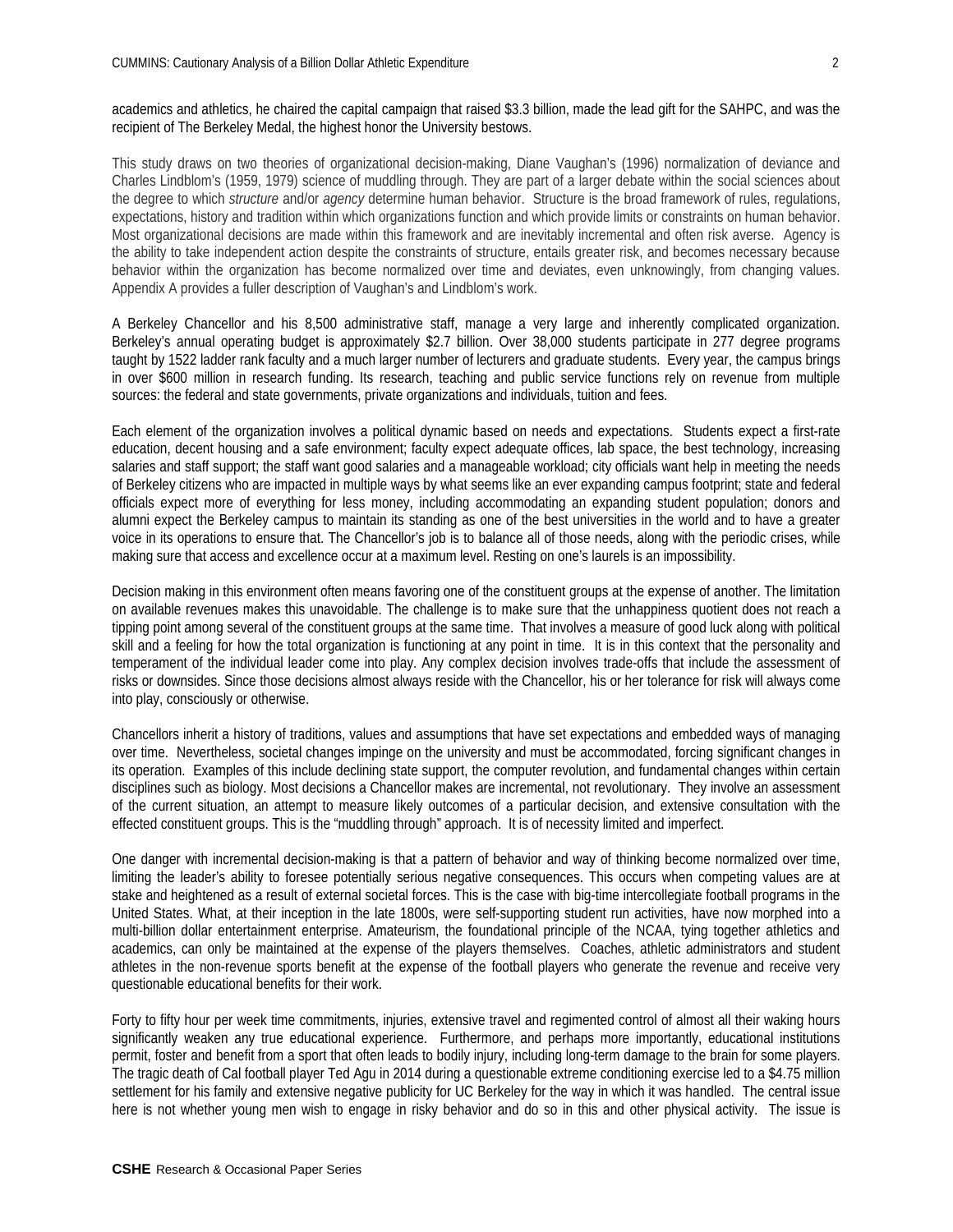academics and athletics, he chaired the capital campaign that raised $3.3 billion, made the lead gift for the SAHPC, and was the recipient of The Berkeley Medal, the highest honor the University bestows.

This study draws on two theories of organizational decision-making, Diane Vaughan's (1996) normalization of deviance and Charles Lindblom's (1959, 1979) science of muddling through. They are part of a larger debate within the social sciences about the degree to which *structure* and/or *agency* determine human behavior. Structure is the broad framework of rules, regulations, expectations, history and tradition within which organizations function and which provide limits or constraints on human behavior. Most organizational decisions are made within this framework and are inevitably incremental and often risk averse. Agency is the ability to take independent action despite the constraints of structure, entails greater risk, and becomes necessary because behavior within the organization has become normalized over time and deviates, even unknowingly, from changing values. Appendix A provides a fuller description of Vaughan's and Lindblom's work.

A Berkeley Chancellor and his 8,500 administrative staff, manage a very large and inherently complicated organization. Berkeley's annual operating budget is approximately $2.7 billion. Over 38,000 students participate in 277 degree programs taught by 1522 ladder rank faculty and a much larger number of lecturers and graduate students. Every year, the campus brings in over $600 million in research funding. Its research, teaching and public service functions rely on revenue from multiple sources: the federal and state governments, private organizations and individuals, tuition and fees.

Each element of the organization involves a political dynamic based on needs and expectations. Students expect a first-rate education, decent housing and a safe environment; faculty expect adequate offices, lab space, the best technology, increasing salaries and staff support; the staff want good salaries and a manageable workload; city officials want help in meeting the needs of Berkeley citizens who are impacted in multiple ways by what seems like an ever expanding campus footprint; state and federal officials expect more of everything for less money, including accommodating an expanding student population; donors and alumni expect the Berkeley campus to maintain its standing as one of the best universities in the world and to have a greater voice in its operations to ensure that. The Chancellor's job is to balance all of those needs, along with the periodic crises, while making sure that access and excellence occur at a maximum level. Resting on one's laurels is an impossibility.

Decision making in this environment often means favoring one of the constituent groups at the expense of another. The limitation on available revenues makes this unavoidable. The challenge is to make sure that the unhappiness quotient does not reach a tipping point among several of the constituent groups at the same time. That involves a measure of good luck along with political skill and a feeling for how the total organization is functioning at any point in time. It is in this context that the personality and temperament of the individual leader come into play. Any complex decision involves trade-offs that include the assessment of risks or downsides. Since those decisions almost always reside with the Chancellor, his or her tolerance for risk will always come into play, consciously or otherwise.

Chancellors inherit a history of traditions, values and assumptions that have set expectations and embedded ways of managing over time. Nevertheless, societal changes impinge on the university and must be accommodated, forcing significant changes in its operation. Examples of this include declining state support, the computer revolution, and fundamental changes within certain disciplines such as biology. Most decisions a Chancellor makes are incremental, not revolutionary. They involve an assessment of the current situation, an attempt to measure likely outcomes of a particular decision, and extensive consultation with the effected constituent groups. This is the "muddling through" approach. It is of necessity limited and imperfect.

One danger with incremental decision-making is that a pattern of behavior and way of thinking become normalized over time, limiting the leader's ability to foresee potentially serious negative consequences. This occurs when competing values are at stake and heightened as a result of external societal forces. This is the case with big-time intercollegiate football programs in the United States. What, at their inception in the late 1800s, were self-supporting student run activities, have now morphed into a multi-billion dollar entertainment enterprise. Amateurism, the foundational principle of the NCAA, tying together athletics and academics, can only be maintained at the expense of the players themselves. Coaches, athletic administrators and student athletes in the non-revenue sports benefit at the expense of the football players who generate the revenue and receive very questionable educational benefits for their work.

Forty to fifty hour per week time commitments, injuries, extensive travel and regimented control of almost all their waking hours significantly weaken any true educational experience. Furthermore, and perhaps more importantly, educational institutions permit, foster and benefit from a sport that often leads to bodily injury, including long-term damage to the brain for some players. The tragic death of Cal football player Ted Agu in 2014 during a questionable extreme conditioning exercise led to a $4.75 million settlement for his family and extensive negative publicity for UC Berkeley for the way in which it was handled. The central issue here is not whether young men wish to engage in risky behavior and do so in this and other physical activity. The issue is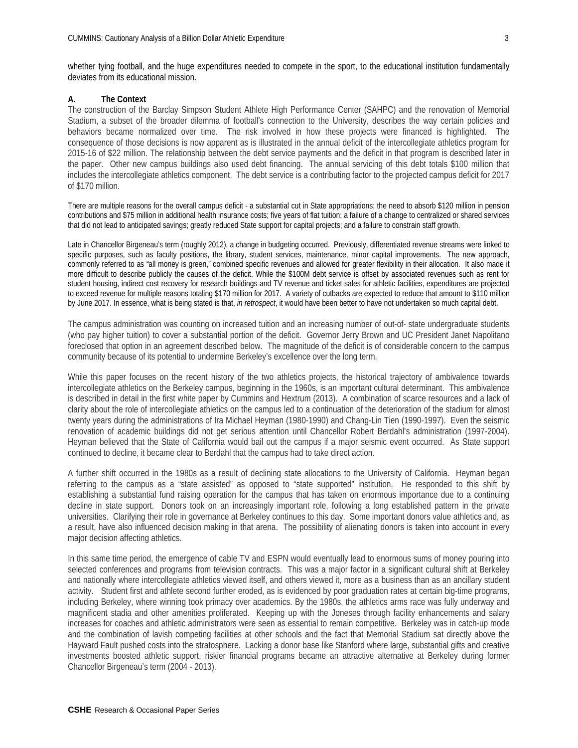whether tying football, and the huge expenditures needed to compete in the sport, to the educational institution fundamentally deviates from its educational mission.

**A. The Context**

The construction of the Barclay Simpson Student Athlete High Performance Center (SAHPC) and the renovation of Memorial Stadium, a subset of the broader dilemma of football's connection to the University, describes the way certain policies and behaviors became normalized over time. The risk involved in how these projects were financed is highlighted. The consequence of those decisions is now apparent as is illustrated in the annual deficit of the intercollegiate athletics program for 2015-16 of $22 million. The relationship between the debt service payments and the deficit in that program is described later in the paper. Other new campus buildings also used debt financing. The annual servicing of this debt totals $100 million that includes the intercollegiate athletics component. The debt service is a contributing factor to the projected campus deficit for 2017 of $170 million.

There are multiple reasons for the overall campus deficit - a substantial cut in State appropriations; the need to absorb $120 million in pension contributions and $75 million in additional health insurance costs; five years of flat tuition; a failure of a change to centralized or shared services that did not lead to anticipated savings; greatly reduced State support for capital projects; and a failure to constrain staff growth.

Late in Chancellor Birgeneau's term (roughly 2012), a change in budgeting occurred. Previously, differentiated revenue streams were linked to specific purposes, such as faculty positions, the library, student services, maintenance, minor capital improvements. The new approach, commonly referred to as "all money is green," combined specific revenues and allowed for greater flexibility in their allocation. It also made it more difficult to describe publicly the causes of the deficit. While the $100M debt service is offset by associated revenues such as rent for student housing, indirect cost recovery for research buildings and TV revenue and ticket sales for athletic facilities, expenditures are projected to exceed revenue for multiple reasons totaling $170 million for 2017. A variety of cutbacks are expected to reduce that amount to $110 million by June 2017. In essence, what is being stated is that, *in retrospect*, it would have been better to have not undertaken so much capital debt.

The campus administration was counting on increased tuition and an increasing number of out-of- state undergraduate students (who pay higher tuition) to cover a substantial portion of the deficit. Governor Jerry Brown and UC President Janet Napolitano foreclosed that option in an agreement described below. The magnitude of the deficit is of considerable concern to the campus community because of its potential to undermine Berkeley's excellence over the long term.

While this paper focuses on the recent history of the two athletics projects, the historical trajectory of ambivalence towards intercollegiate athletics on the Berkeley campus, beginning in the 1960s, is an important cultural determinant. This ambivalence is described in detail in the first white paper by Cummins and Hextrum (2013). A combination of scarce resources and a lack of clarity about the role of intercollegiate athletics on the campus led to a continuation of the deterioration of the stadium for almost twenty years during the administrations of Ira Michael Heyman (1980-1990) and Chang-Lin Tien (1990-1997). Even the seismic renovation of academic buildings did not get serious attention until Chancellor Robert Berdahl's administration (1997-2004). Heyman believed that the State of California would bail out the campus if a major seismic event occurred. As State support continued to decline, it became clear to Berdahl that the campus had to take direct action.

A further shift occurred in the 1980s as a result of declining state allocations to the University of California. Heyman began referring to the campus as a "state assisted" as opposed to "state supported" institution. He responded to this shift by establishing a substantial fund raising operation for the campus that has taken on enormous importance due to a continuing decline in state support. Donors took on an increasingly important role, following a long established pattern in the private universities. Clarifying their role in governance at Berkeley continues to this day. Some important donors value athletics and, as a result, have also influenced decision making in that arena. The possibility of alienating donors is taken into account in every major decision affecting athletics.

In this same time period, the emergence of cable TV and ESPN would eventually lead to enormous sums of money pouring into selected conferences and programs from television contracts. This was a major factor in a significant cultural shift at Berkeley and nationally where intercollegiate athletics viewed itself, and others viewed it, more as a business than as an ancillary student activity. Student first and athlete second further eroded, as is evidenced by poor graduation rates at certain big-time programs, including Berkeley, where winning took primacy over academics. By the 1980s, the athletics arms race was fully underway and magnificent stadia and other amenities proliferated. Keeping up with the Joneses through facility enhancements and salary increases for coaches and athletic administrators were seen as essential to remain competitive. Berkeley was in catch-up mode and the combination of lavish competing facilities at other schools and the fact that Memorial Stadium sat directly above the Hayward Fault pushed costs into the stratosphere. Lacking a donor base like Stanford where large, substantial gifts and creative investments boosted athletic support, riskier financial programs became an attractive alternative at Berkeley during former Chancellor Birgeneau's term (2004 - 2013).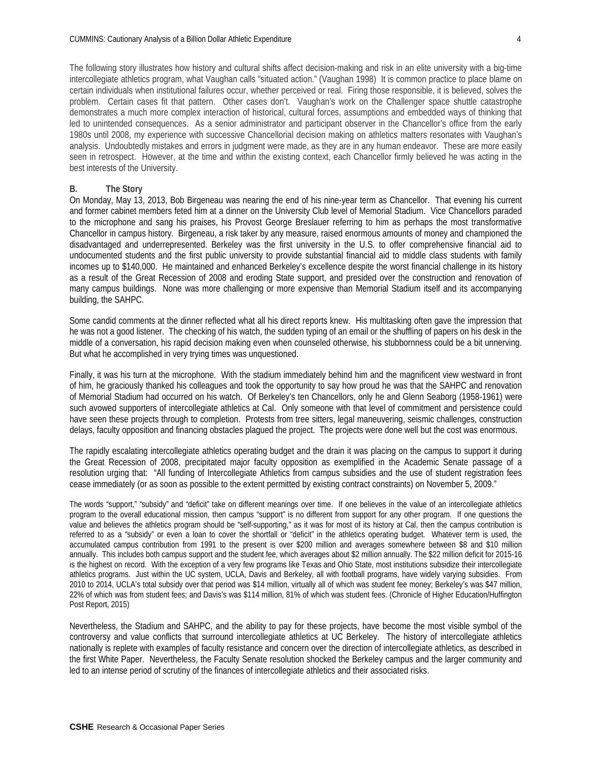The following story illustrates how history and cultural shifts affect decision-making and risk in an elite university with a big-time intercollegiate athletics program, what Vaughan calls "situated action." (Vaughan 1998) It is common practice to place blame on certain individuals when institutional failures occur, whether perceived or real. Firing those responsible, it is believed, solves the problem. Certain cases fit that pattern. Other cases don't. Vaughan's work on the Challenger space shuttle catastrophe demonstrates a much more complex interaction of historical, cultural forces, assumptions and embedded ways of thinking that led to unintended consequences. As a senior administrator and participant observer in the Chancellor's office from the early 1980s until 2008, my experience with successive Chancellorial decision making on athletics matters resonates with Vaughan's analysis. Undoubtedly mistakes and errors in judgment were made, as they are in any human endeavor. These are more easily seen in retrospect. However, at the time and within the existing context, each Chancellor firmly believed he was acting in the best interests of the University.

### B. The Story

On Monday, May 13, 2013, Bob Birgeneau was nearing the end of his nine-year term as Chancellor. That evening his current and former cabinet members feted him at a dinner on the University Club level of Memorial Stadium. Vice Chancellors paraded to the microphone and sang his praises, his Provost George Breslauer referring to him as perhaps the most transformative Chancellor in campus history. Birgeneau, a risk taker by any measure, raised enormous amounts of money and championed the disadvantaged and underrepresented. Berkeley was the first university in the U.S. to offer comprehensive financial aid to undocumented students and the first public university to provide substantial financial aid to middle class students with family incomes up to $140,000. He maintained and enhanced Berkeley's excellence despite the worst financial challenge in its history as a result of the Great Recession of 2008 and eroding State support, and presided over the construction and renovation of many campus buildings. None was more challenging or more expensive than Memorial Stadium itself and its accompanying building, the SAHPC.

Some candid comments at the dinner reflected what all his direct reports knew. His multitasking often gave the impression that he was not a good listener. The checking of his watch, the sudden typing of an email or the shuffling of papers on his desk in the middle of a conversation, his rapid decision making even when counseled otherwise, his stubbornness could be a bit unnerving. But what he accomplished in very trying times was unquestioned.

Finally, it was his turn at the microphone. With the stadium immediately behind him and the magnificent view westward in front of him, he graciously thanked his colleagues and took the opportunity to say how proud he was that the SAHPC and renovation of Memorial Stadium had occurred on his watch. Of Berkeley's ten Chancellors, only he and Glenn Seaborg (1958-1961) were such avowed supporters of intercollegiate athletics at Cal. Only someone with that level of commitment and persistence could have seen these projects through to completion. Protests from tree sitters, legal maneuvering, seismic challenges, construction delays, faculty opposition and financing obstacles plagued the project. The projects were done well but the cost was enormous.

The rapidly escalating intercollegiate athletics operating budget and the drain it was placing on the campus to support it during the Great Recession of 2008, precipitated major faculty opposition as exemplified in the Academic Senate passage of a resolution urging that: "All funding of Intercollegiate Athletics from campus subsidies and the use of student registration fees cease immediately (or as soon as possible to the extent permitted by existing contract constraints) on November 5, 2009."

The words "support," "subsidy" and "deficit" take on different meanings over time. If one believes in the value of an intercollegiate athletics program to the overall educational mission, then campus "support" is no different from support for any other program. If one questions the value and believes the athletics program should be "self-supporting," as it was for most of its history at Cal, then the campus contribution is referred to as a "subsidy" or even a loan to cover the shortfall or "deficit" in the athletics operating budget. Whatever term is used, the accumulated campus contribution from 1991 to the present is over $200 million and averages somewhere between $8 and $10 million annually. This includes both campus support and the student fee, which averages about $2 million annually. The $22 million deficit for 2015-16 is the highest on record. With the exception of a very few programs like Texas and Ohio State, most institutions subsidize their intercollegiate athletics programs. Just within the UC system, UCLA, Davis and Berkeley, all with football programs, have widely varying subsidies. From 2010 to 2014, UCLA's total subsidy over that period was $14 million, virtually all of which was student fee money; Berkeley's was $47 million, 22% of which was from student fees; and Davis's was $114 million, 81% of which was student fees. (Chronicle of Higher Education/Huffington Post Report, 2015)

Nevertheless, the Stadium and SAHPC, and the ability to pay for these projects, have become the most visible symbol of the controversy and value conflicts that surround intercollegiate athletics at UC Berkeley. The history of intercollegiate athletics nationally is replete with examples of faculty resistance and concern over the direction of intercollegiate athletics, as described in the first White Paper. Nevertheless, the Faculty Senate resolution shocked the Berkeley campus and the larger community and led to an intense period of scrutiny of the finances of intercollegiate athletics and their associated risks.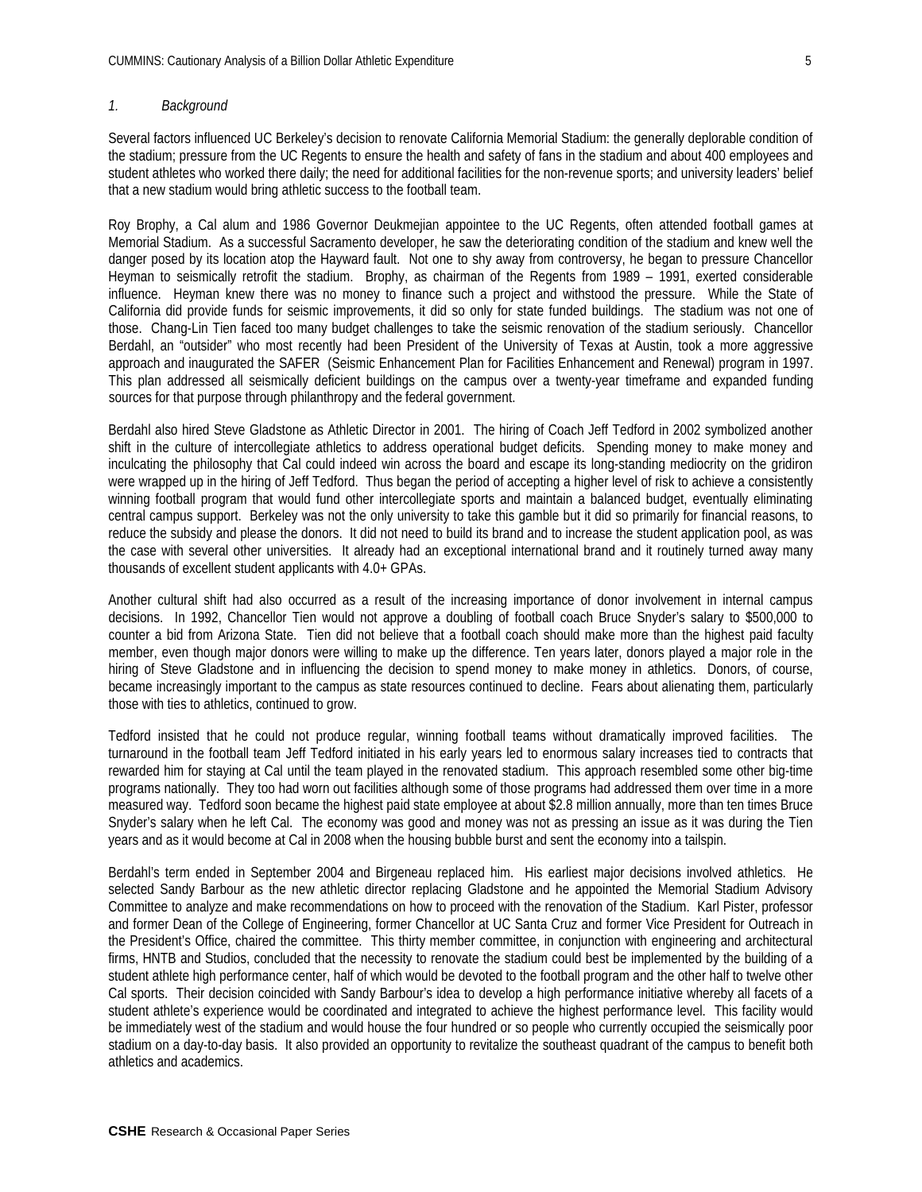*1. Background*

Several factors influenced UC Berkeley's decision to renovate California Memorial Stadium: the generally deplorable condition of the stadium; pressure from the UC Regents to ensure the health and safety of fans in the stadium and about 400 employees and student athletes who worked there daily; the need for additional facilities for the non-revenue sports; and university leaders' belief that a new stadium would bring athletic success to the football team.

Roy Brophy, a Cal alum and 1986 Governor Deukmejian appointee to the UC Regents, often attended football games at Memorial Stadium. As a successful Sacramento developer, he saw the deteriorating condition of the stadium and knew well the danger posed by its location atop the Hayward fault. Not one to shy away from controversy, he began to pressure Chancellor Heyman to seismically retrofit the stadium. Brophy, as chairman of the Regents from 1989 – 1991, exerted considerable influence. Heyman knew there was no money to finance such a project and withstood the pressure. While the State of California did provide funds for seismic improvements, it did so only for state funded buildings. The stadium was not one of those. Chang-Lin Tien faced too many budget challenges to take the seismic renovation of the stadium seriously. Chancellor Berdahl, an "outsider" who most recently had been President of the University of Texas at Austin, took a more aggressive approach and inaugurated the SAFER (Seismic Enhancement Plan for Facilities Enhancement and Renewal) program in 1997. This plan addressed all seismically deficient buildings on the campus over a twenty-year timeframe and expanded funding sources for that purpose through philanthropy and the federal government.

Berdahl also hired Steve Gladstone as Athletic Director in 2001. The hiring of Coach Jeff Tedford in 2002 symbolized another shift in the culture of intercollegiate athletics to address operational budget deficits. Spending money to make money and inculcating the philosophy that Cal could indeed win across the board and escape its long-standing mediocrity on the gridiron were wrapped up in the hiring of Jeff Tedford. Thus began the period of accepting a higher level of risk to achieve a consistently winning football program that would fund other intercollegiate sports and maintain a balanced budget, eventually eliminating central campus support. Berkeley was not the only university to take this gamble but it did so primarily for financial reasons, to reduce the subsidy and please the donors. It did not need to build its brand and to increase the student application pool, as was the case with several other universities. It already had an exceptional international brand and it routinely turned away many thousands of excellent student applicants with 4.0+ GPAs.

Another cultural shift had also occurred as a result of the increasing importance of donor involvement in internal campus decisions. In 1992, Chancellor Tien would not approve a doubling of football coach Bruce Snyder's salary to $500,000 to counter a bid from Arizona State. Tien did not believe that a football coach should make more than the highest paid faculty member, even though major donors were willing to make up the difference. Ten years later, donors played a major role in the hiring of Steve Gladstone and in influencing the decision to spend money to make money in athletics. Donors, of course, became increasingly important to the campus as state resources continued to decline. Fears about alienating them, particularly those with ties to athletics, continued to grow.

Tedford insisted that he could not produce regular, winning football teams without dramatically improved facilities. The turnaround in the football team Jeff Tedford initiated in his early years led to enormous salary increases tied to contracts that rewarded him for staying at Cal until the team played in the renovated stadium. This approach resembled some other big-time programs nationally. They too had worn out facilities although some of those programs had addressed them over time in a more measured way. Tedford soon became the highest paid state employee at about $2.8 million annually, more than ten times Bruce Snyder's salary when he left Cal. The economy was good and money was not as pressing an issue as it was during the Tien years and as it would become at Cal in 2008 when the housing bubble burst and sent the economy into a tailspin.

Berdahl's term ended in September 2004 and Birgeneau replaced him. His earliest major decisions involved athletics. He selected Sandy Barbour as the new athletic director replacing Gladstone and he appointed the Memorial Stadium Advisory Committee to analyze and make recommendations on how to proceed with the renovation of the Stadium. Karl Pister, professor and former Dean of the College of Engineering, former Chancellor at UC Santa Cruz and former Vice President for Outreach in the President's Office, chaired the committee. This thirty member committee, in conjunction with engineering and architectural firms, HNTB and Studios, concluded that the necessity to renovate the stadium could best be implemented by the building of a student athlete high performance center, half of which would be devoted to the football program and the other half to twelve other Cal sports. Their decision coincided with Sandy Barbour's idea to develop a high performance initiative whereby all facets of a student athlete's experience would be coordinated and integrated to achieve the highest performance level. This facility would be immediately west of the stadium and would house the four hundred or so people who currently occupied the seismically poor stadium on a day-to-day basis. It also provided an opportunity to revitalize the southeast quadrant of the campus to benefit both athletics and academics.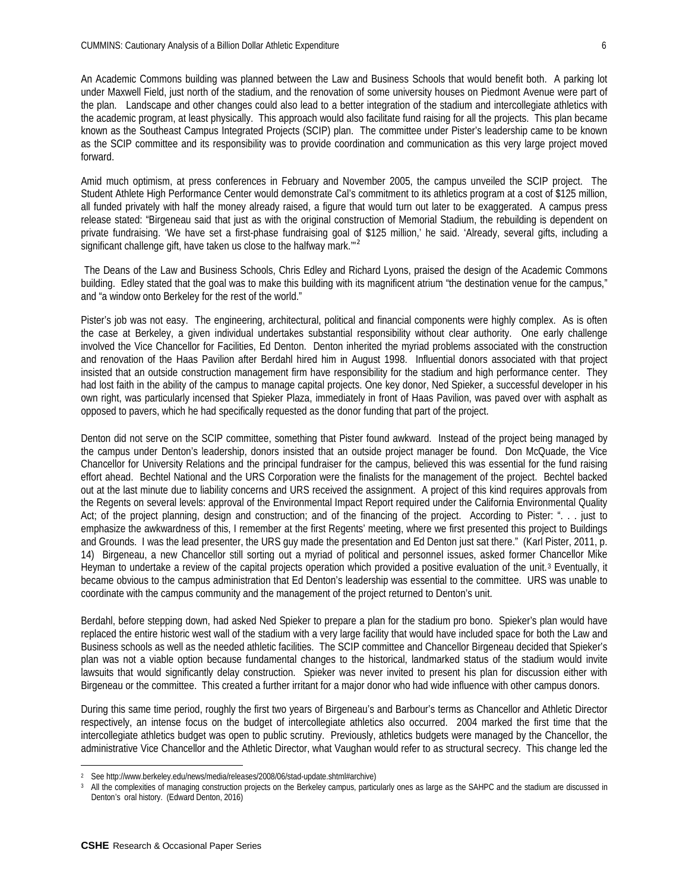An Academic Commons building was planned between the Law and Business Schools that would benefit both. A parking lot under Maxwell Field, just north of the stadium, and the renovation of some university houses on Piedmont Avenue were part of the plan. Landscape and other changes could also lead to a better integration of the stadium and intercollegiate athletics with the academic program, at least physically. This approach would also facilitate fund raising for all the projects. This plan became known as the Southeast Campus Integrated Projects (SCIP) plan. The committee under Pister's leadership came to be known as the SCIP committee and its responsibility was to provide coordination and communication as this very large project moved forward.

Amid much optimism, at press conferences in February and November 2005, the campus unveiled the SCIP project. The Student Athlete High Performance Center would demonstrate Cal's commitment to its athletics program at a cost of $125 million, all funded privately with half the money already raised, a figure that would turn out later to be exaggerated. A campus press release stated: "Birgeneau said that just as with the original construction of Memorial Stadium, the rebuilding is dependent on private fundraising. 'We have set a first-phase fundraising goal of $125 million,' he said. 'Already, several gifts, including a significant challenge gift, have taken us close to the halfway mark.'"[2]

The Deans of the Law and Business Schools, Chris Edley and Richard Lyons, praised the design of the Academic Commons building. Edley stated that the goal was to make this building with its magnificent atrium "the destination venue for the campus," and "a window onto Berkeley for the rest of the world."

Pister's job was not easy. The engineering, architectural, political and financial components were highly complex. As is often the case at Berkeley, a given individual undertakes substantial responsibility without clear authority. One early challenge involved the Vice Chancellor for Facilities, Ed Denton. Denton inherited the myriad problems associated with the construction and renovation of the Haas Pavilion after Berdahl hired him in August 1998. Influential donors associated with that project insisted that an outside construction management firm have responsibility for the stadium and high performance center. They had lost faith in the ability of the campus to manage capital projects. One key donor, Ned Spieker, a successful developer in his own right, was particularly incensed that Spieker Plaza, immediately in front of Haas Pavilion, was paved over with asphalt as opposed to pavers, which he had specifically requested as the donor funding that part of the project.

Denton did not serve on the SCIP committee, something that Pister found awkward. Instead of the project being managed by the campus under Denton's leadership, donors insisted that an outside project manager be found. Don McQuade, the Vice Chancellor for University Relations and the principal fundraiser for the campus, believed this was essential for the fund raising effort ahead. Bechtel National and the URS Corporation were the finalists for the management of the project. Bechtel backed out at the last minute due to liability concerns and URS received the assignment. A project of this kind requires approvals from the Regents on several levels: approval of the Environmental Impact Report required under the California Environmental Quality Act; of the project planning, design and construction; and of the financing of the project. According to Pister: ". . . just to emphasize the awkwardness of this, I remember at the first Regents' meeting, where we first presented this project to Buildings and Grounds. I was the lead presenter, the URS guy made the presentation and Ed Denton just sat there." (Karl Pister, 2011, p. 14) Birgeneau, a new Chancellor still sorting out a myriad of political and personnel issues, asked former Chancellor Mike Heyman to undertake a review of the capital projects operation which provided a positive evaluation of the unit.[3] Eventually, it became obvious to the campus administration that Ed Denton's leadership was essential to the committee. URS was unable to coordinate with the campus community and the management of the project returned to Denton's unit.

Berdahl, before stepping down, had asked Ned Spieker to prepare a plan for the stadium pro bono. Spieker's plan would have replaced the entire historic west wall of the stadium with a very large facility that would have included space for both the Law and Business schools as well as the needed athletic facilities. The SCIP committee and Chancellor Birgeneau decided that Spieker's plan was not a viable option because fundamental changes to the historical, landmarked status of the stadium would invite lawsuits that would significantly delay construction. Spieker was never invited to present his plan for discussion either with Birgeneau or the committee. This created a further irritant for a major donor who had wide influence with other campus donors.

During this same time period, roughly the first two years of Birgeneau's and Barbour's terms as Chancellor and Athletic Director respectively, an intense focus on the budget of intercollegiate athletics also occurred. 2004 marked the first time that the intercollegiate athletics budget was open to public scrutiny. Previously, athletics budgets were managed by the Chancellor, the administrative Vice Chancellor and the Athletic Director, what Vaughan would refer to as structural secrecy. This change led the

---

[2] See http://www.berkeley.edu/news/media/releases/2008/06/stad-update.shtml#archive)

[3] All the complexities of managing construction projects on the Berkeley campus, particularly ones as large as the SAHPC and the stadium are discussed in Denton's oral history. (Edward Denton, 2016)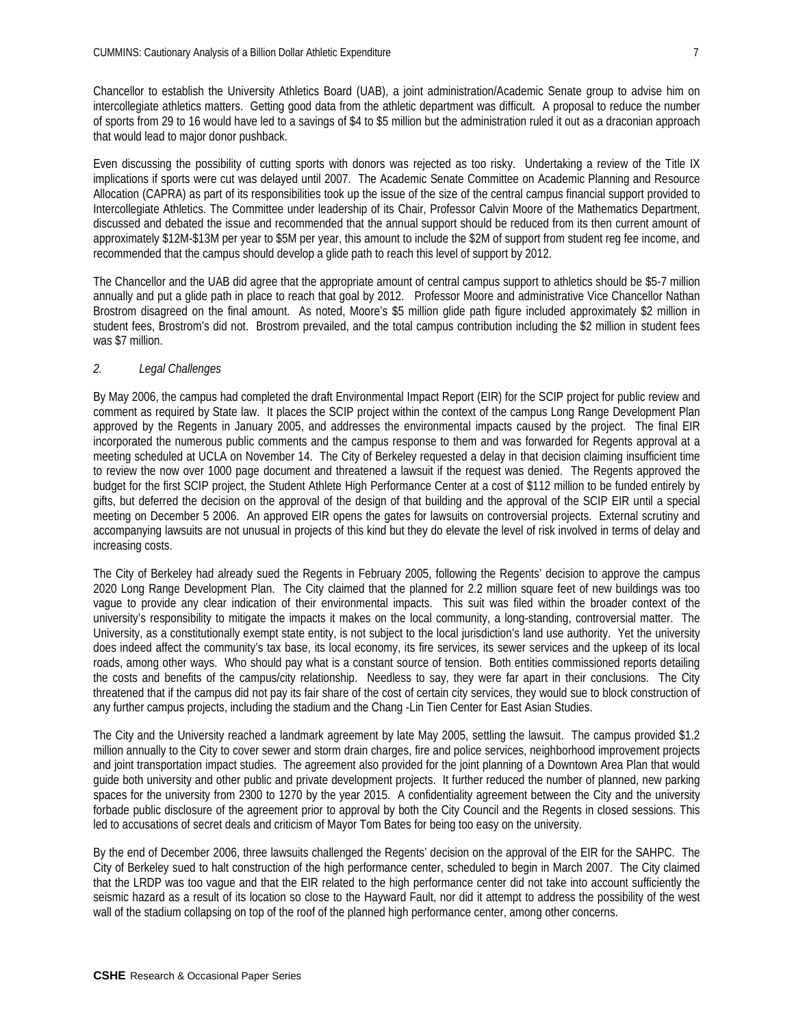Chancellor to establish the University Athletics Board (UAB), a joint administration/Academic Senate group to advise him on intercollegiate athletics matters. Getting good data from the athletic department was difficult. A proposal to reduce the number of sports from 29 to 16 would have led to a savings of $4 to $5 million but the administration ruled it out as a draconian approach that would lead to major donor pushback.

Even discussing the possibility of cutting sports with donors was rejected as too risky. Undertaking a review of the Title IX implications if sports were cut was delayed until 2007. The Academic Senate Committee on Academic Planning and Resource Allocation (CAPRA) as part of its responsibilities took up the issue of the size of the central campus financial support provided to Intercollegiate Athletics. The Committee under leadership of its Chair, Professor Calvin Moore of the Mathematics Department, discussed and debated the issue and recommended that the annual support should be reduced from its then current amount of approximately $12M-$13M per year to $5M per year, this amount to include the $2M of support from student reg fee income, and recommended that the campus should develop a glide path to reach this level of support by 2012.

The Chancellor and the UAB did agree that the appropriate amount of central campus support to athletics should be $5-7 million annually and put a glide path in place to reach that goal by 2012. Professor Moore and administrative Vice Chancellor Nathan Brostrom disagreed on the final amount. As noted, Moore's $5 million glide path figure included approximately $2 million in student fees, Brostrom's did not. Brostrom prevailed, and the total campus contribution including the $2 million in student fees was $7 million.

*2. Legal Challenges*

By May 2006, the campus had completed the draft Environmental Impact Report (EIR) for the SCIP project for public review and comment as required by State law. It places the SCIP project within the context of the campus Long Range Development Plan approved by the Regents in January 2005, and addresses the environmental impacts caused by the project. The final EIR incorporated the numerous public comments and the campus response to them and was forwarded for Regents approval at a meeting scheduled at UCLA on November 14. The City of Berkeley requested a delay in that decision claiming insufficient time to review the now over 1000 page document and threatened a lawsuit if the request was denied. The Regents approved the budget for the first SCIP project, the Student Athlete High Performance Center at a cost of $112 million to be funded entirely by gifts, but deferred the decision on the approval of the design of that building and the approval of the SCIP EIR until a special meeting on December 5 2006. An approved EIR opens the gates for lawsuits on controversial projects. External scrutiny and accompanying lawsuits are not unusual in projects of this kind but they do elevate the level of risk involved in terms of delay and increasing costs.

The City of Berkeley had already sued the Regents in February 2005, following the Regents' decision to approve the campus 2020 Long Range Development Plan. The City claimed that the planned for 2.2 million square feet of new buildings was too vague to provide any clear indication of their environmental impacts. This suit was filed within the broader context of the university's responsibility to mitigate the impacts it makes on the local community, a long-standing, controversial matter. The University, as a constitutionally exempt state entity, is not subject to the local jurisdiction's land use authority. Yet the university does indeed affect the community's tax base, its local economy, its fire services, its sewer services and the upkeep of its local roads, among other ways. Who should pay what is a constant source of tension. Both entities commissioned reports detailing the costs and benefits of the campus/city relationship. Needless to say, they were far apart in their conclusions. The City threatened that if the campus did not pay its fair share of the cost of certain city services, they would sue to block construction of any further campus projects, including the stadium and the Chang -Lin Tien Center for East Asian Studies.

The City and the University reached a landmark agreement by late May 2005, settling the lawsuit. The campus provided $1.2 million annually to the City to cover sewer and storm drain charges, fire and police services, neighborhood improvement projects and joint transportation impact studies. The agreement also provided for the joint planning of a Downtown Area Plan that would guide both university and other public and private development projects. It further reduced the number of planned, new parking spaces for the university from 2300 to 1270 by the year 2015. A confidentiality agreement between the City and the university forbade public disclosure of the agreement prior to approval by both the City Council and the Regents in closed sessions. This led to accusations of secret deals and criticism of Mayor Tom Bates for being too easy on the university.

By the end of December 2006, three lawsuits challenged the Regents' decision on the approval of the EIR for the SAHPC. The City of Berkeley sued to halt construction of the high performance center, scheduled to begin in March 2007. The City claimed that the LRDP was too vague and that the EIR related to the high performance center did not take into account sufficiently the seismic hazard as a result of its location so close to the Hayward Fault, nor did it attempt to address the possibility of the west wall of the stadium collapsing on top of the roof of the planned high performance center, among other concerns.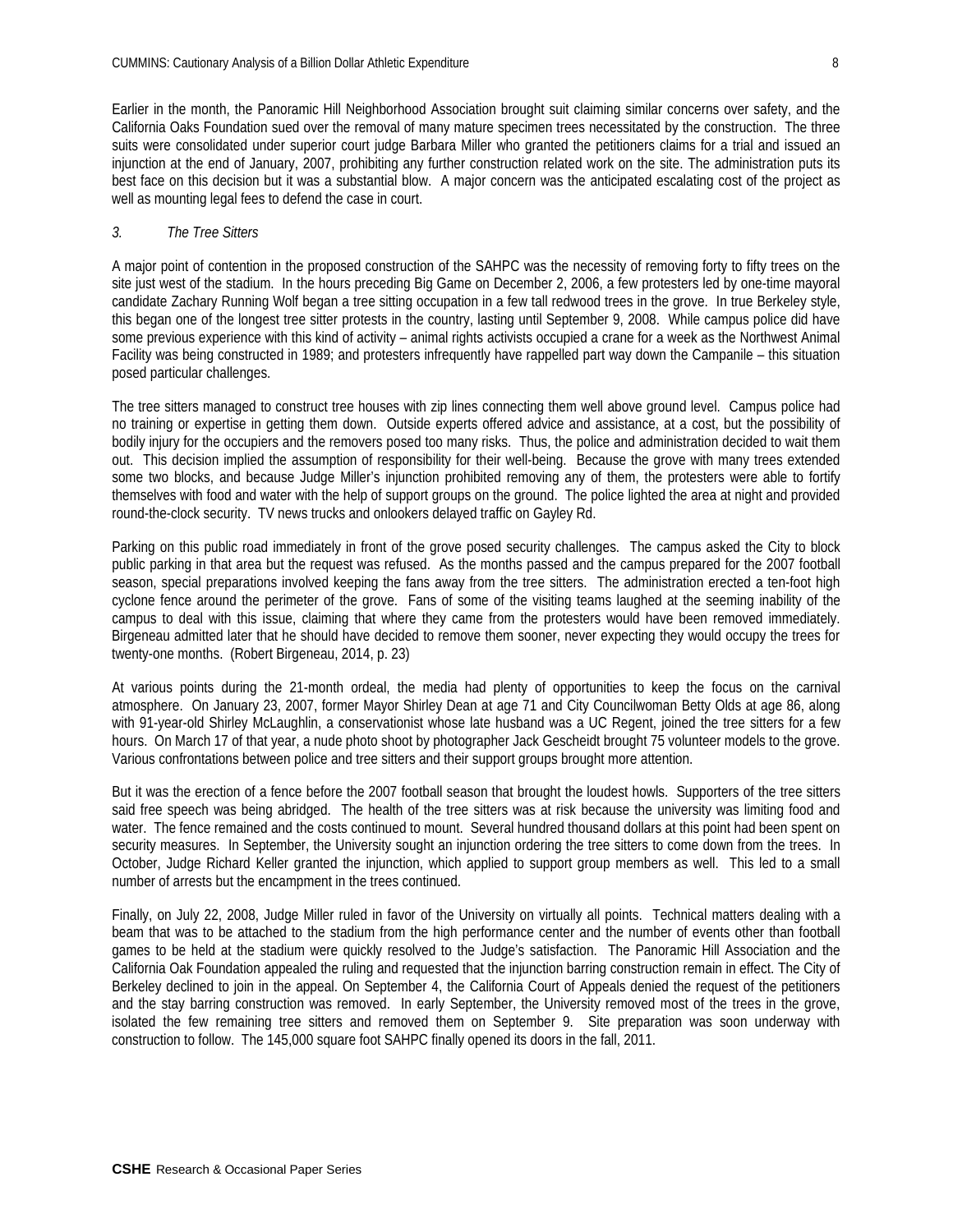Earlier in the month, the Panoramic Hill Neighborhood Association brought suit claiming similar concerns over safety, and the California Oaks Foundation sued over the removal of many mature specimen trees necessitated by the construction. The three suits were consolidated under superior court judge Barbara Miller who granted the petitioners claims for a trial and issued an injunction at the end of January, 2007, prohibiting any further construction related work on the site. The administration puts its best face on this decision but it was a substantial blow. A major concern was the anticipated escalating cost of the project as well as mounting legal fees to defend the case in court.

*3. The Tree Sitters*

A major point of contention in the proposed construction of the SAHPC was the necessity of removing forty to fifty trees on the site just west of the stadium. In the hours preceding Big Game on December 2, 2006, a few protesters led by one-time mayoral candidate Zachary Running Wolf began a tree sitting occupation in a few tall redwood trees in the grove. In true Berkeley style, this began one of the longest tree sitter protests in the country, lasting until September 9, 2008. While campus police did have some previous experience with this kind of activity – animal rights activists occupied a crane for a week as the Northwest Animal Facility was being constructed in 1989; and protesters infrequently have rappelled part way down the Campanile – this situation posed particular challenges.

The tree sitters managed to construct tree houses with zip lines connecting them well above ground level. Campus police had no training or expertise in getting them down. Outside experts offered advice and assistance, at a cost, but the possibility of bodily injury for the occupiers and the removers posed too many risks. Thus, the police and administration decided to wait them out. This decision implied the assumption of responsibility for their well-being. Because the grove with many trees extended some two blocks, and because Judge Miller's injunction prohibited removing any of them, the protesters were able to fortify themselves with food and water with the help of support groups on the ground. The police lighted the area at night and provided round-the-clock security. TV news trucks and onlookers delayed traffic on Gayley Rd.

Parking on this public road immediately in front of the grove posed security challenges. The campus asked the City to block public parking in that area but the request was refused. As the months passed and the campus prepared for the 2007 football season, special preparations involved keeping the fans away from the tree sitters. The administration erected a ten-foot high cyclone fence around the perimeter of the grove. Fans of some of the visiting teams laughed at the seeming inability of the campus to deal with this issue, claiming that where they came from the protesters would have been removed immediately. Birgeneau admitted later that he should have decided to remove them sooner, never expecting they would occupy the trees for twenty-one months. (Robert Birgeneau, 2014, p. 23)

At various points during the 21-month ordeal, the media had plenty of opportunities to keep the focus on the carnival atmosphere. On January 23, 2007, former Mayor Shirley Dean at age 71 and City Councilwoman Betty Olds at age 86, along with 91-year-old Shirley McLaughlin, a conservationist whose late husband was a UC Regent, joined the tree sitters for a few hours. On March 17 of that year, a nude photo shoot by photographer Jack Gescheidt brought 75 volunteer models to the grove. Various confrontations between police and tree sitters and their support groups brought more attention.

But it was the erection of a fence before the 2007 football season that brought the loudest howls. Supporters of the tree sitters said free speech was being abridged. The health of the tree sitters was at risk because the university was limiting food and water. The fence remained and the costs continued to mount. Several hundred thousand dollars at this point had been spent on security measures. In September, the University sought an injunction ordering the tree sitters to come down from the trees. In October, Judge Richard Keller granted the injunction, which applied to support group members as well. This led to a small number of arrests but the encampment in the trees continued.

Finally, on July 22, 2008, Judge Miller ruled in favor of the University on virtually all points. Technical matters dealing with a beam that was to be attached to the stadium from the high performance center and the number of events other than football games to be held at the stadium were quickly resolved to the Judge's satisfaction. The Panoramic Hill Association and the California Oak Foundation appealed the ruling and requested that the injunction barring construction remain in effect. The City of Berkeley declined to join in the appeal. On September 4, the California Court of Appeals denied the request of the petitioners and the stay barring construction was removed. In early September, the University removed most of the trees in the grove, isolated the few remaining tree sitters and removed them on September 9. Site preparation was soon underway with construction to follow. The 145,000 square foot SAHPC finally opened its doors in the fall, 2011.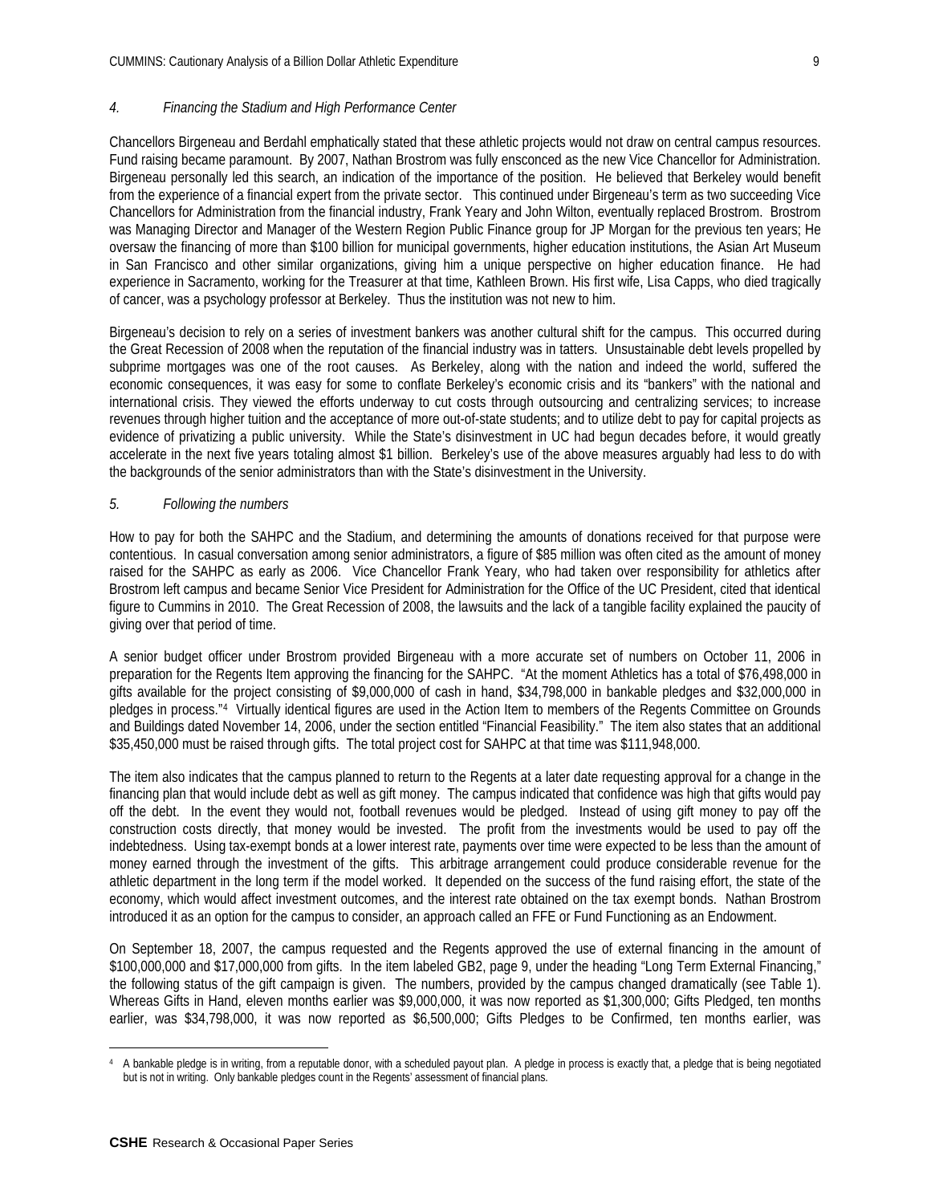*4. Financing the Stadium and High Performance Center*

Chancellors Birgeneau and Berdahl emphatically stated that these athletic projects would not draw on central campus resources. Fund raising became paramount. By 2007, Nathan Brostrom was fully ensconced as the new Vice Chancellor for Administration. Birgeneau personally led this search, an indication of the importance of the position. He believed that Berkeley would benefit from the experience of a financial expert from the private sector. This continued under Birgeneau's term as two succeeding Vice Chancellors for Administration from the financial industry, Frank Yeary and John Wilton, eventually replaced Brostrom. Brostrom was Managing Director and Manager of the Western Region Public Finance group for JP Morgan for the previous ten years; He oversaw the financing of more than $100 billion for municipal governments, higher education institutions, the Asian Art Museum in San Francisco and other similar organizations, giving him a unique perspective on higher education finance. He had experience in Sacramento, working for the Treasurer at that time, Kathleen Brown. His first wife, Lisa Capps, who died tragically of cancer, was a psychology professor at Berkeley. Thus the institution was not new to him.

Birgeneau's decision to rely on a series of investment bankers was another cultural shift for the campus. This occurred during the Great Recession of 2008 when the reputation of the financial industry was in tatters. Unsustainable debt levels propelled by subprime mortgages was one of the root causes. As Berkeley, along with the nation and indeed the world, suffered the economic consequences, it was easy for some to conflate Berkeley's economic crisis and its "bankers" with the national and international crisis. They viewed the efforts underway to cut costs through outsourcing and centralizing services; to increase revenues through higher tuition and the acceptance of more out-of-state students; and to utilize debt to pay for capital projects as evidence of privatizing a public university. While the State's disinvestment in UC had begun decades before, it would greatly accelerate in the next five years totaling almost $1 billion. Berkeley's use of the above measures arguably had less to do with the backgrounds of the senior administrators than with the State's disinvestment in the University.

*5. Following the numbers*

How to pay for both the SAHPC and the Stadium, and determining the amounts of donations received for that purpose were contentious. In casual conversation among senior administrators, a figure of $85 million was often cited as the amount of money raised for the SAHPC as early as 2006. Vice Chancellor Frank Yeary, who had taken over responsibility for athletics after Brostrom left campus and became Senior Vice President for Administration for the Office of the UC President, cited that identical figure to Cummins in 2010. The Great Recession of 2008, the lawsuits and the lack of a tangible facility explained the paucity of giving over that period of time.

A senior budget officer under Brostrom provided Birgeneau with a more accurate set of numbers on October 11, 2006 in preparation for the Regents Item approving the financing for the SAHPC. "At the moment Athletics has a total of $76,498,000 in gifts available for the project consisting of $9,000,000 of cash in hand, $34,798,000 in bankable pledges and $32,000,000 in pledges in process."[4] Virtually identical figures are used in the Action Item to members of the Regents Committee on Grounds and Buildings dated November 14, 2006, under the section entitled "Financial Feasibility." The item also states that an additional $35,450,000 must be raised through gifts. The total project cost for SAHPC at that time was $111,948,000.

The item also indicates that the campus planned to return to the Regents at a later date requesting approval for a change in the financing plan that would include debt as well as gift money. The campus indicated that confidence was high that gifts would pay off the debt. In the event they would not, football revenues would be pledged. Instead of using gift money to pay off the construction costs directly, that money would be invested. The profit from the investments would be used to pay off the indebtedness. Using tax-exempt bonds at a lower interest rate, payments over time were expected to be less than the amount of money earned through the investment of the gifts. This arbitrage arrangement could produce considerable revenue for the athletic department in the long term if the model worked. It depended on the success of the fund raising effort, the state of the economy, which would affect investment outcomes, and the interest rate obtained on the tax exempt bonds. Nathan Brostrom introduced it as an option for the campus to consider, an approach called an FFE or Fund Functioning as an Endowment.

On September 18, 2007, the campus requested and the Regents approved the use of external financing in the amount of $100,000,000 and $17,000,000 from gifts. In the item labeled GB2, page 9, under the heading "Long Term External Financing," the following status of the gift campaign is given. The numbers, provided by the campus changed dramatically (see Table 1). Whereas Gifts in Hand, eleven months earlier was $9,000,000, it was now reported as $1,300,000; Gifts Pledged, ten months earlier, was $34,798,000, it was now reported as $6,500,000; Gifts Pledges to be Confirmed, ten months earlier, was

[4] A bankable pledge is in writing, from a reputable donor, with a scheduled payout plan. A pledge in process is exactly that, a pledge that is being negotiated but is not in writing. Only bankable pledges count in the Regents' assessment of financial plans.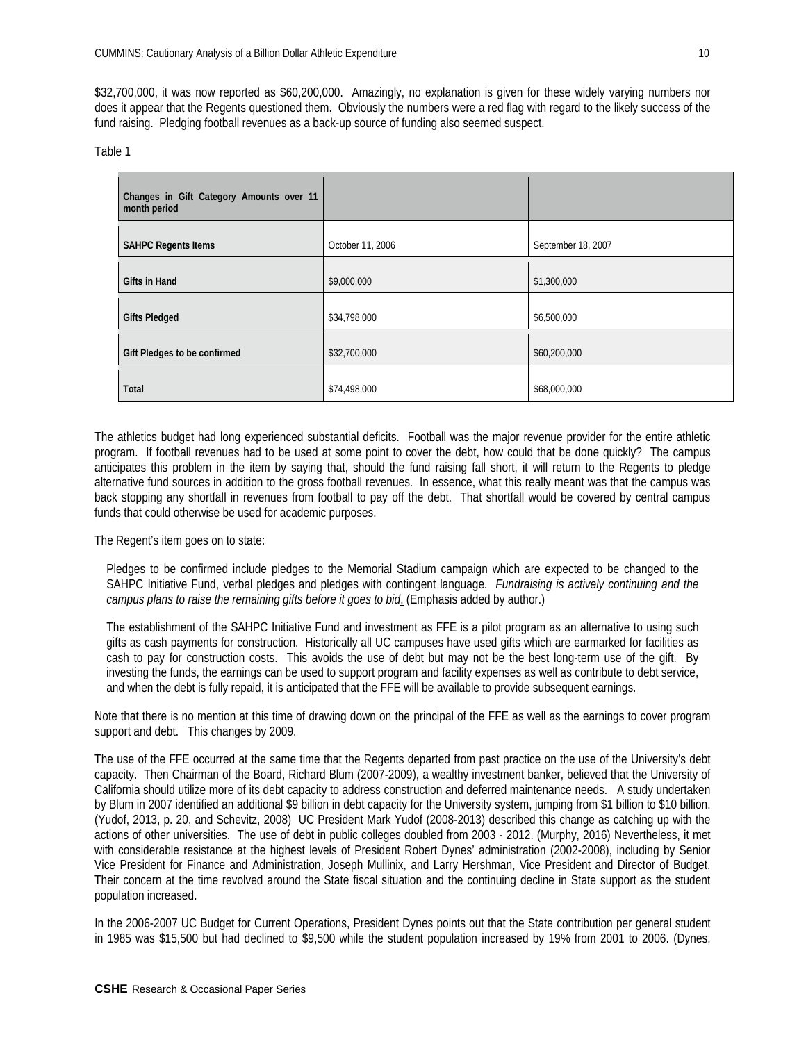$32,700,000, it was now reported as $60,200,000. Amazingly, no explanation is given for these widely varying numbers nor does it appear that the Regents questioned them. Obviously the numbers were a red flag with regard to the likely success of the fund raising. Pledging football revenues as a back-up source of funding also seemed suspect.

Table 1

| Changes in Gift Category Amounts over 11 month period | | |
|---|---|---|
| **SAHPC Regents Items** | October 11, 2006 | September 18, 2007 |
| **Gifts in Hand** | $9,000,000 | $1,300,000 |
| **Gifts Pledged** | $34,798,000 | $6,500,000 |
| **Gift Pledges to be confirmed** | $32,700,000 | $60,200,000 |
| **Total** | $74,498,000 | $68,000,000 |

The athletics budget had long experienced substantial deficits. Football was the major revenue provider for the entire athletic program. If football revenues had to be used at some point to cover the debt, how could that be done quickly? The campus anticipates this problem in the item by saying that, should the fund raising fall short, it will return to the Regents to pledge alternative fund sources in addition to the gross football revenues. In essence, what this really meant was that the campus was back stopping any shortfall in revenues from football to pay off the debt. That shortfall would be covered by central campus funds that could otherwise be used for academic purposes.

The Regent's item goes on to state:

> Pledges to be confirmed include pledges to the Memorial Stadium campaign which are expected to be changed to the SAHPC Initiative Fund, verbal pledges and pledges with contingent language. *Fundraising is actively continuing and the campus plans to raise the remaining gifts before it goes to bid*. (Emphasis added by author.)
>
> The establishment of the SAHPC Initiative Fund and investment as FFE is a pilot program as an alternative to using such gifts as cash payments for construction. Historically all UC campuses have used gifts which are earmarked for facilities as cash to pay for construction costs. This avoids the use of debt but may not be the best long-term use of the gift. By investing the funds, the earnings can be used to support program and facility expenses as well as contribute to debt service, and when the debt is fully repaid, it is anticipated that the FFE will be available to provide subsequent earnings.

Note that there is no mention at this time of drawing down on the principal of the FFE as well as the earnings to cover program support and debt. This changes by 2009.

The use of the FFE occurred at the same time that the Regents departed from past practice on the use of the University's debt capacity. Then Chairman of the Board, Richard Blum (2007-2009), a wealthy investment banker, believed that the University of California should utilize more of its debt capacity to address construction and deferred maintenance needs. A study undertaken by Blum in 2007 identified an additional $9 billion in debt capacity for the University system, jumping from $1 billion to $10 billion. (Yudof, 2013, p. 20, and Schevitz, 2008) UC President Mark Yudof (2008-2013) described this change as catching up with the actions of other universities. The use of debt in public colleges doubled from 2003 - 2012. (Murphy, 2016) Nevertheless, it met with considerable resistance at the highest levels of President Robert Dynes' administration (2002-2008), including by Senior Vice President for Finance and Administration, Joseph Mullinix, and Larry Hershman, Vice President and Director of Budget. Their concern at the time revolved around the State fiscal situation and the continuing decline in State support as the student population increased.

In the 2006-2007 UC Budget for Current Operations, President Dynes points out that the State contribution per general student in 1985 was $15,500 but had declined to $9,500 while the student population increased by 19% from 2001 to 2006. (Dynes,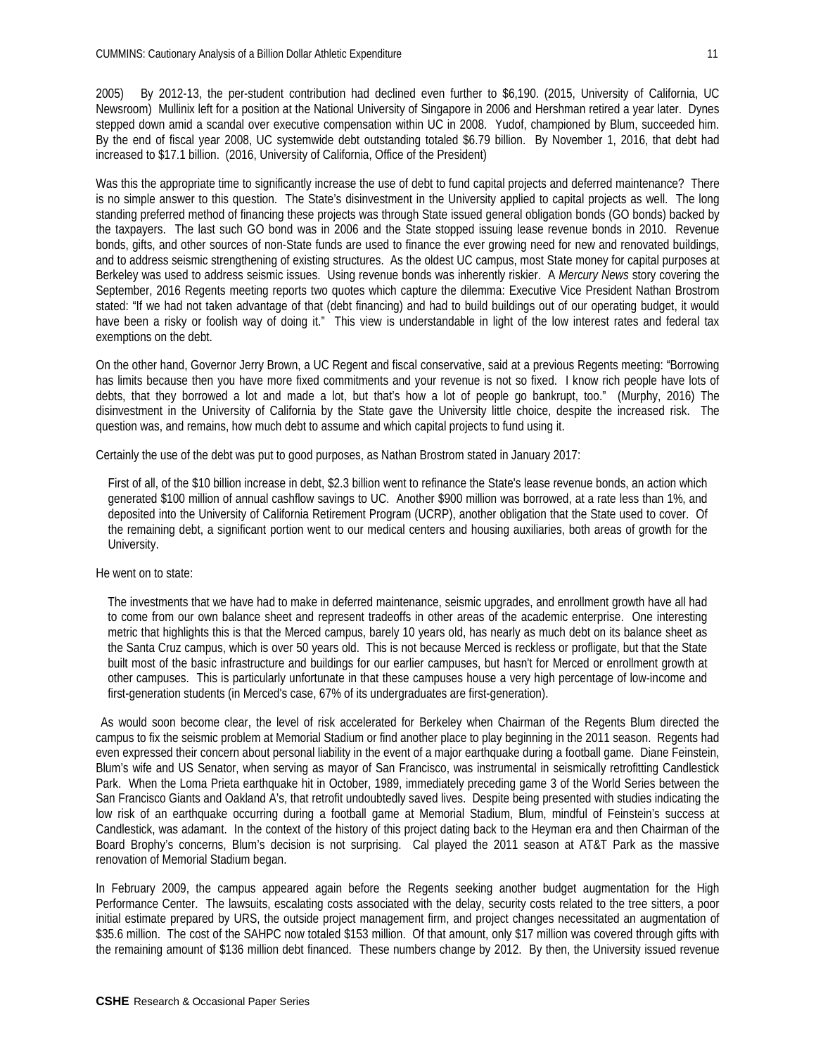2005) By 2012-13, the per-student contribution had declined even further to $6,190. (2015, University of California, UC Newsroom) Mullinix left for a position at the National University of Singapore in 2006 and Hershman retired a year later. Dynes stepped down amid a scandal over executive compensation within UC in 2008. Yudof, championed by Blum, succeeded him. By the end of fiscal year 2008, UC systemwide debt outstanding totaled $6.79 billion. By November 1, 2016, that debt had increased to $17.1 billion. (2016, University of California, Office of the President)

Was this the appropriate time to significantly increase the use of debt to fund capital projects and deferred maintenance? There is no simple answer to this question. The State's disinvestment in the University applied to capital projects as well. The long standing preferred method of financing these projects was through State issued general obligation bonds (GO bonds) backed by the taxpayers. The last such GO bond was in 2006 and the State stopped issuing lease revenue bonds in 2010. Revenue bonds, gifts, and other sources of non-State funds are used to finance the ever growing need for new and renovated buildings, and to address seismic strengthening of existing structures. As the oldest UC campus, most State money for capital purposes at Berkeley was used to address seismic issues. Using revenue bonds was inherently riskier. A *Mercury News* story covering the September, 2016 Regents meeting reports two quotes which capture the dilemma: Executive Vice President Nathan Brostrom stated: "If we had not taken advantage of that (debt financing) and had to build buildings out of our operating budget, it would have been a risky or foolish way of doing it." This view is understandable in light of the low interest rates and federal tax exemptions on the debt.

On the other hand, Governor Jerry Brown, a UC Regent and fiscal conservative, said at a previous Regents meeting: "Borrowing has limits because then you have more fixed commitments and your revenue is not so fixed. I know rich people have lots of debts, that they borrowed a lot and made a lot, but that's how a lot of people go bankrupt, too." (Murphy, 2016) The disinvestment in the University of California by the State gave the University little choice, despite the increased risk. The question was, and remains, how much debt to assume and which capital projects to fund using it.

Certainly the use of the debt was put to good purposes, as Nathan Brostrom stated in January 2017:

> First of all, of the $10 billion increase in debt, $2.3 billion went to refinance the State's lease revenue bonds, an action which generated $100 million of annual cashflow savings to UC. Another $900 million was borrowed, at a rate less than 1%, and deposited into the University of California Retirement Program (UCRP), another obligation that the State used to cover. Of the remaining debt, a significant portion went to our medical centers and housing auxiliaries, both areas of growth for the University.

He went on to state:

> The investments that we have had to make in deferred maintenance, seismic upgrades, and enrollment growth have all had to come from our own balance sheet and represent tradeoffs in other areas of the academic enterprise. One interesting metric that highlights this is that the Merced campus, barely 10 years old, has nearly as much debt on its balance sheet as the Santa Cruz campus, which is over 50 years old. This is not because Merced is reckless or profligate, but that the State built most of the basic infrastructure and buildings for our earlier campuses, but hasn't for Merced or enrollment growth at other campuses. This is particularly unfortunate in that these campuses house a very high percentage of low-income and first-generation students (in Merced's case, 67% of its undergraduates are first-generation).

As would soon become clear, the level of risk accelerated for Berkeley when Chairman of the Regents Blum directed the campus to fix the seismic problem at Memorial Stadium or find another place to play beginning in the 2011 season. Regents had even expressed their concern about personal liability in the event of a major earthquake during a football game. Diane Feinstein, Blum's wife and US Senator, when serving as mayor of San Francisco, was instrumental in seismically retrofitting Candlestick Park. When the Loma Prieta earthquake hit in October, 1989, immediately preceding game 3 of the World Series between the San Francisco Giants and Oakland A's, that retrofit undoubtedly saved lives. Despite being presented with studies indicating the low risk of an earthquake occurring during a football game at Memorial Stadium, Blum, mindful of Feinstein's success at Candlestick, was adamant. In the context of the history of this project dating back to the Heyman era and then Chairman of the Board Brophy's concerns, Blum's decision is not surprising. Cal played the 2011 season at AT&T Park as the massive renovation of Memorial Stadium began.

In February 2009, the campus appeared again before the Regents seeking another budget augmentation for the High Performance Center. The lawsuits, escalating costs associated with the delay, security costs related to the tree sitters, a poor initial estimate prepared by URS, the outside project management firm, and project changes necessitated an augmentation of $35.6 million. The cost of the SAHPC now totaled $153 million. Of that amount, only $17 million was covered through gifts with the remaining amount of $136 million debt financed. These numbers change by 2012. By then, the University issued revenue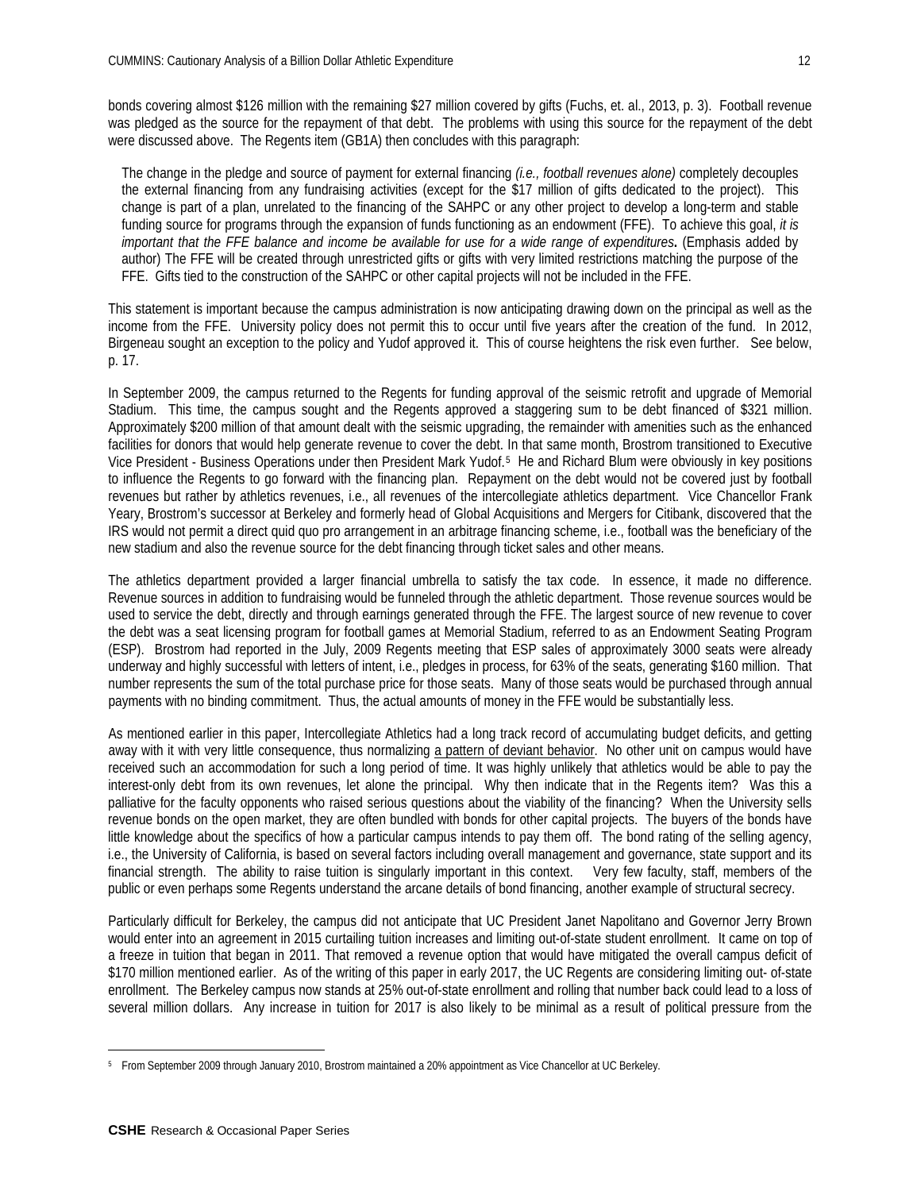bonds covering almost $126 million with the remaining $27 million covered by gifts (Fuchs, et. al., 2013, p. 3). Football revenue was pledged as the source for the repayment of that debt. The problems with using this source for the repayment of the debt were discussed above. The Regents item (GB1A) then concludes with this paragraph:

> The change in the pledge and source of payment for external financing *(i.e., football revenues alone)* completely decouples the external financing from any fundraising activities (except for the $17 million of gifts dedicated to the project). This change is part of a plan, unrelated to the financing of the SAHPC or any other project to develop a long-term and stable funding source for programs through the expansion of funds functioning as an endowment (FFE). To achieve this goal, *it is important that the FFE balance and income be available for use for a wide range of expenditures***.** (Emphasis added by author) The FFE will be created through unrestricted gifts or gifts with very limited restrictions matching the purpose of the FFE. Gifts tied to the construction of the SAHPC or other capital projects will not be included in the FFE.

This statement is important because the campus administration is now anticipating drawing down on the principal as well as the income from the FFE. University policy does not permit this to occur until five years after the creation of the fund. In 2012, Birgeneau sought an exception to the policy and Yudof approved it. This of course heightens the risk even further. See below, p. 17.

In September 2009, the campus returned to the Regents for funding approval of the seismic retrofit and upgrade of Memorial Stadium. This time, the campus sought and the Regents approved a staggering sum to be debt financed of $321 million. Approximately $200 million of that amount dealt with the seismic upgrading, the remainder with amenities such as the enhanced facilities for donors that would help generate revenue to cover the debt. In that same month, Brostrom transitioned to Executive Vice President - Business Operations under then President Mark Yudof.[5] He and Richard Blum were obviously in key positions to influence the Regents to go forward with the financing plan. Repayment on the debt would not be covered just by football revenues but rather by athletics revenues, i.e., all revenues of the intercollegiate athletics department. Vice Chancellor Frank Yeary, Brostrom's successor at Berkeley and formerly head of Global Acquisitions and Mergers for Citibank, discovered that the IRS would not permit a direct quid quo pro arrangement in an arbitrage financing scheme, i.e., football was the beneficiary of the new stadium and also the revenue source for the debt financing through ticket sales and other means.

The athletics department provided a larger financial umbrella to satisfy the tax code. In essence, it made no difference. Revenue sources in addition to fundraising would be funneled through the athletic department. Those revenue sources would be used to service the debt, directly and through earnings generated through the FFE. The largest source of new revenue to cover the debt was a seat licensing program for football games at Memorial Stadium, referred to as an Endowment Seating Program (ESP). Brostrom had reported in the July, 2009 Regents meeting that ESP sales of approximately 3000 seats were already underway and highly successful with letters of intent, i.e., pledges in process, for 63% of the seats, generating $160 million. That number represents the sum of the total purchase price for those seats. Many of those seats would be purchased through annual payments with no binding commitment. Thus, the actual amounts of money in the FFE would be substantially less.

As mentioned earlier in this paper, Intercollegiate Athletics had a long track record of accumulating budget deficits, and getting away with it with very little consequence, thus normalizing <u>a pattern of deviant behavior</u>. No other unit on campus would have received such an accommodation for such a long period of time. It was highly unlikely that athletics would be able to pay the interest-only debt from its own revenues, let alone the principal. Why then indicate that in the Regents item? Was this a palliative for the faculty opponents who raised serious questions about the viability of the financing? When the University sells revenue bonds on the open market, they are often bundled with bonds for other capital projects. The buyers of the bonds have little knowledge about the specifics of how a particular campus intends to pay them off. The bond rating of the selling agency, i.e., the University of California, is based on several factors including overall management and governance, state support and its financial strength. The ability to raise tuition is singularly important in this context. Very few faculty, staff, members of the public or even perhaps some Regents understand the arcane details of bond financing, another example of structural secrecy.

Particularly difficult for Berkeley, the campus did not anticipate that UC President Janet Napolitano and Governor Jerry Brown would enter into an agreement in 2015 curtailing tuition increases and limiting out-of-state student enrollment. It came on top of a freeze in tuition that began in 2011. That removed a revenue option that would have mitigated the overall campus deficit of $170 million mentioned earlier. As of the writing of this paper in early 2017, the UC Regents are considering limiting out- of-state enrollment. The Berkeley campus now stands at 25% out-of-state enrollment and rolling that number back could lead to a loss of several million dollars. Any increase in tuition for 2017 is also likely to be minimal as a result of political pressure from the

---

[5] From September 2009 through January 2010, Brostrom maintained a 20% appointment as Vice Chancellor at UC Berkeley.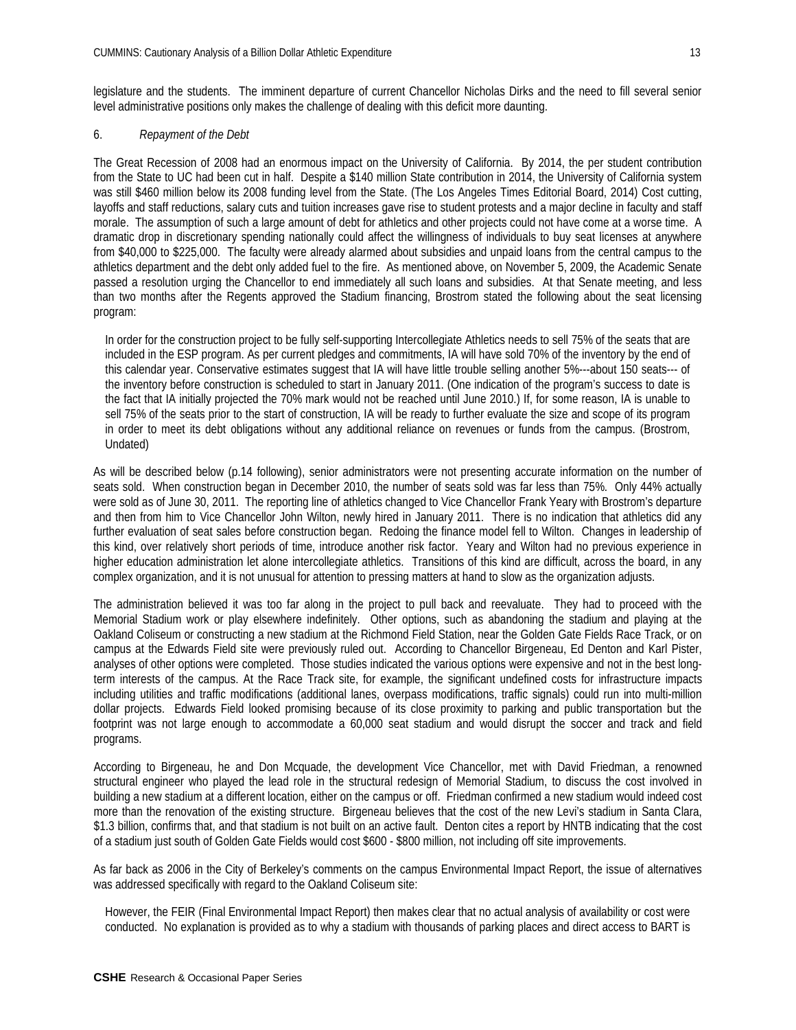legislature and the students. The imminent departure of current Chancellor Nicholas Dirks and the need to fill several senior level administrative positions only makes the challenge of dealing with this deficit more daunting.

6. *Repayment of the Debt*

The Great Recession of 2008 had an enormous impact on the University of California. By 2014, the per student contribution from the State to UC had been cut in half. Despite a $140 million State contribution in 2014, the University of California system was still $460 million below its 2008 funding level from the State. (The Los Angeles Times Editorial Board, 2014) Cost cutting, layoffs and staff reductions, salary cuts and tuition increases gave rise to student protests and a major decline in faculty and staff morale. The assumption of such a large amount of debt for athletics and other projects could not have come at a worse time. A dramatic drop in discretionary spending nationally could affect the willingness of individuals to buy seat licenses at anywhere from $40,000 to $225,000. The faculty were already alarmed about subsidies and unpaid loans from the central campus to the athletics department and the debt only added fuel to the fire. As mentioned above, on November 5, 2009, the Academic Senate passed a resolution urging the Chancellor to end immediately all such loans and subsidies. At that Senate meeting, and less than two months after the Regents approved the Stadium financing, Brostrom stated the following about the seat licensing program:

> In order for the construction project to be fully self-supporting Intercollegiate Athletics needs to sell 75% of the seats that are included in the ESP program. As per current pledges and commitments, IA will have sold 70% of the inventory by the end of this calendar year. Conservative estimates suggest that IA will have little trouble selling another 5%---about 150 seats--- of the inventory before construction is scheduled to start in January 2011. (One indication of the program's success to date is the fact that IA initially projected the 70% mark would not be reached until June 2010.) If, for some reason, IA is unable to sell 75% of the seats prior to the start of construction, IA will be ready to further evaluate the size and scope of its program in order to meet its debt obligations without any additional reliance on revenues or funds from the campus. (Brostrom, Undated)

As will be described below (p.14 following), senior administrators were not presenting accurate information on the number of seats sold. When construction began in December 2010, the number of seats sold was far less than 75%. Only 44% actually were sold as of June 30, 2011. The reporting line of athletics changed to Vice Chancellor Frank Yeary with Brostrom's departure and then from him to Vice Chancellor John Wilton, newly hired in January 2011. There is no indication that athletics did any further evaluation of seat sales before construction began. Redoing the finance model fell to Wilton. Changes in leadership of this kind, over relatively short periods of time, introduce another risk factor. Yeary and Wilton had no previous experience in higher education administration let alone intercollegiate athletics. Transitions of this kind are difficult, across the board, in any complex organization, and it is not unusual for attention to pressing matters at hand to slow as the organization adjusts.

The administration believed it was too far along in the project to pull back and reevaluate. They had to proceed with the Memorial Stadium work or play elsewhere indefinitely. Other options, such as abandoning the stadium and playing at the Oakland Coliseum or constructing a new stadium at the Richmond Field Station, near the Golden Gate Fields Race Track, or on campus at the Edwards Field site were previously ruled out. According to Chancellor Birgeneau, Ed Denton and Karl Pister, analyses of other options were completed. Those studies indicated the various options were expensive and not in the best long-term interests of the campus. At the Race Track site, for example, the significant undefined costs for infrastructure impacts including utilities and traffic modifications (additional lanes, overpass modifications, traffic signals) could run into multi-million dollar projects. Edwards Field looked promising because of its close proximity to parking and public transportation but the footprint was not large enough to accommodate a 60,000 seat stadium and would disrupt the soccer and track and field programs.

According to Birgeneau, he and Don Mcquade, the development Vice Chancellor, met with David Friedman, a renowned structural engineer who played the lead role in the structural redesign of Memorial Stadium, to discuss the cost involved in building a new stadium at a different location, either on the campus or off. Friedman confirmed a new stadium would indeed cost more than the renovation of the existing structure. Birgeneau believes that the cost of the new Levi's stadium in Santa Clara, $1.3 billion, confirms that, and that stadium is not built on an active fault. Denton cites a report by HNTB indicating that the cost of a stadium just south of Golden Gate Fields would cost $600 - $800 million, not including off site improvements.

As far back as 2006 in the City of Berkeley's comments on the campus Environmental Impact Report, the issue of alternatives was addressed specifically with regard to the Oakland Coliseum site:

> However, the FEIR (Final Environmental Impact Report) then makes clear that no actual analysis of availability or cost were conducted. No explanation is provided as to why a stadium with thousands of parking places and direct access to BART is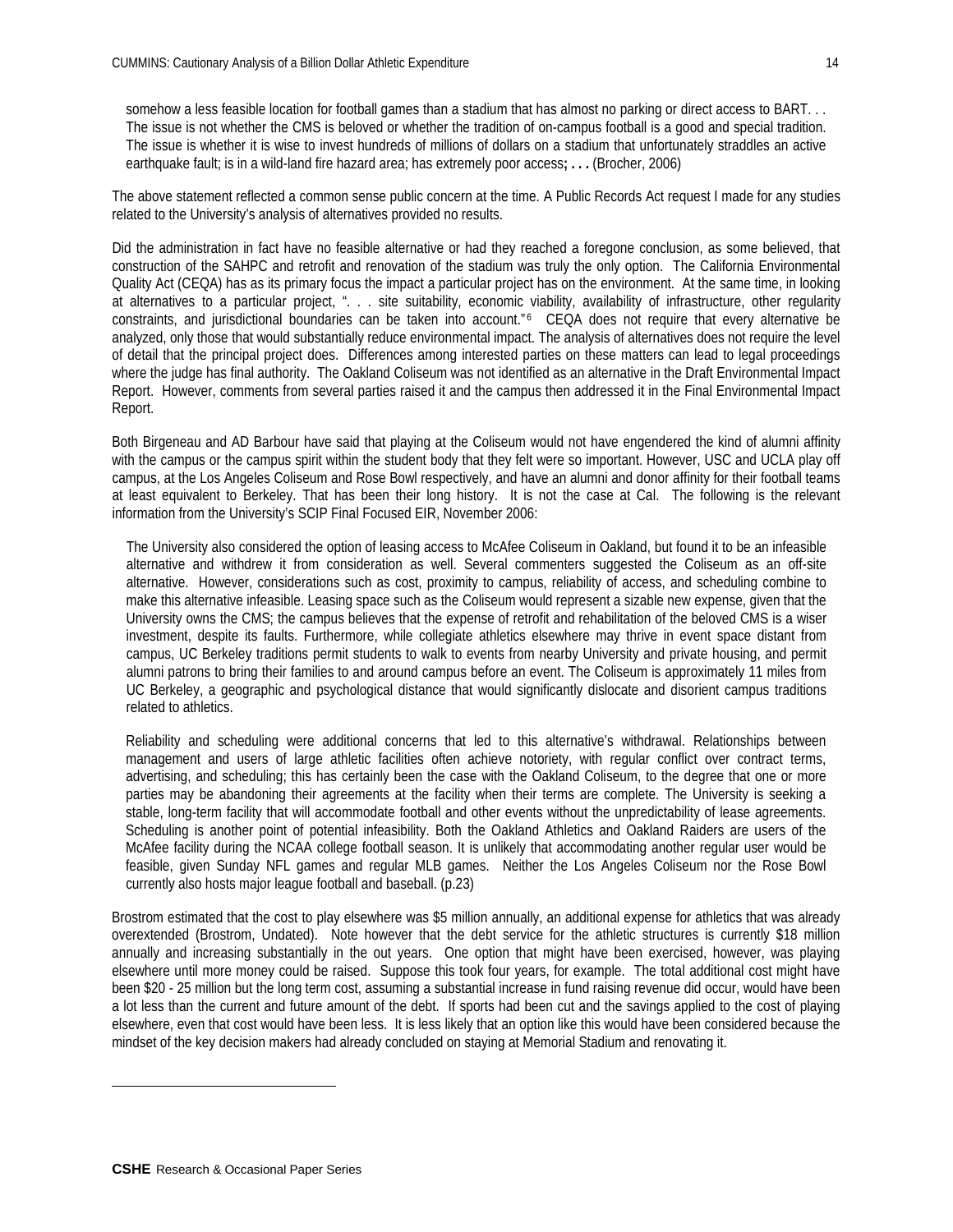> somehow a less feasible location for football games than a stadium that has almost no parking or direct access to BART. . . The issue is not whether the CMS is beloved or whether the tradition of on-campus football is a good and special tradition. The issue is whether it is wise to invest hundreds of millions of dollars on a stadium that unfortunately straddles an active earthquake fault; is in a wild-land fire hazard area; has extremely poor access**; . . .** (Brocher, 2006)

The above statement reflected a common sense public concern at the time. A Public Records Act request I made for any studies related to the University's analysis of alternatives provided no results.

Did the administration in fact have no feasible alternative or had they reached a foregone conclusion, as some believed, that construction of the SAHPC and retrofit and renovation of the stadium was truly the only option. The California Environmental Quality Act (CEQA) has as its primary focus the impact a particular project has on the environment. At the same time, in looking at alternatives to a particular project, ". . . site suitability, economic viability, availability of infrastructure, other regularity constraints, and jurisdictional boundaries can be taken into account."[6] CEQA does not require that every alternative be analyzed, only those that would substantially reduce environmental impact. The analysis of alternatives does not require the level of detail that the principal project does. Differences among interested parties on these matters can lead to legal proceedings where the judge has final authority. The Oakland Coliseum was not identified as an alternative in the Draft Environmental Impact Report. However, comments from several parties raised it and the campus then addressed it in the Final Environmental Impact Report.

Both Birgeneau and AD Barbour have said that playing at the Coliseum would not have engendered the kind of alumni affinity with the campus or the campus spirit within the student body that they felt were so important. However, USC and UCLA play off campus, at the Los Angeles Coliseum and Rose Bowl respectively, and have an alumni and donor affinity for their football teams at least equivalent to Berkeley. That has been their long history. It is not the case at Cal. The following is the relevant information from the University's SCIP Final Focused EIR, November 2006:

> The University also considered the option of leasing access to McAfee Coliseum in Oakland, but found it to be an infeasible alternative and withdrew it from consideration as well. Several commenters suggested the Coliseum as an off-site alternative. However, considerations such as cost, proximity to campus, reliability of access, and scheduling combine to make this alternative infeasible. Leasing space such as the Coliseum would represent a sizable new expense, given that the University owns the CMS; the campus believes that the expense of retrofit and rehabilitation of the beloved CMS is a wiser investment, despite its faults. Furthermore, while collegiate athletics elsewhere may thrive in event space distant from campus, UC Berkeley traditions permit students to walk to events from nearby University and private housing, and permit alumni patrons to bring their families to and around campus before an event. The Coliseum is approximately 11 miles from UC Berkeley, a geographic and psychological distance that would significantly dislocate and disorient campus traditions related to athletics.
>
> Reliability and scheduling were additional concerns that led to this alternative's withdrawal. Relationships between management and users of large athletic facilities often achieve notoriety, with regular conflict over contract terms, advertising, and scheduling; this has certainly been the case with the Oakland Coliseum, to the degree that one or more parties may be abandoning their agreements at the facility when their terms are complete. The University is seeking a stable, long-term facility that will accommodate football and other events without the unpredictability of lease agreements. Scheduling is another point of potential infeasibility. Both the Oakland Athletics and Oakland Raiders are users of the McAfee facility during the NCAA college football season. It is unlikely that accommodating another regular user would be feasible, given Sunday NFL games and regular MLB games. Neither the Los Angeles Coliseum nor the Rose Bowl currently also hosts major league football and baseball. (p.23)

Brostrom estimated that the cost to play elsewhere was $5 million annually, an additional expense for athletics that was already overextended (Brostrom, Undated). Note however that the debt service for the athletic structures is currently $18 million annually and increasing substantially in the out years. One option that might have been exercised, however, was playing elsewhere until more money could be raised. Suppose this took four years, for example. The total additional cost might have been $20 - 25 million but the long term cost, assuming a substantial increase in fund raising revenue did occur, would have been a lot less than the current and future amount of the debt. If sports had been cut and the savings applied to the cost of playing elsewhere, even that cost would have been less. It is less likely that an option like this would have been considered because the mindset of the key decision makers had already concluded on staying at Memorial Stadium and renovating it.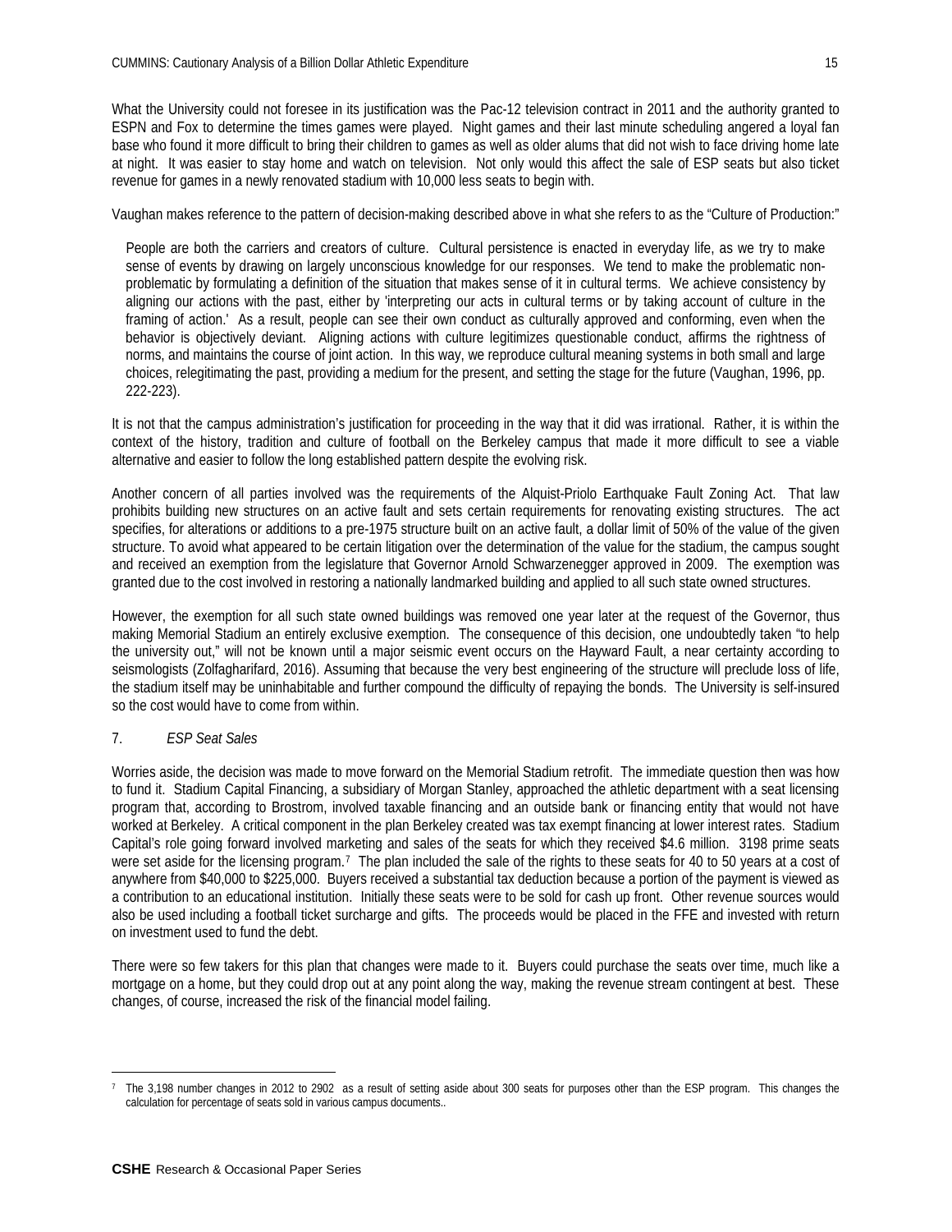What the University could not foresee in its justification was the Pac-12 television contract in 2011 and the authority granted to ESPN and Fox to determine the times games were played. Night games and their last minute scheduling angered a loyal fan base who found it more difficult to bring their children to games as well as older alums that did not wish to face driving home late at night. It was easier to stay home and watch on television. Not only would this affect the sale of ESP seats but also ticket revenue for games in a newly renovated stadium with 10,000 less seats to begin with.

Vaughan makes reference to the pattern of decision-making described above in what she refers to as the "Culture of Production:"

> People are both the carriers and creators of culture. Cultural persistence is enacted in everyday life, as we try to make sense of events by drawing on largely unconscious knowledge for our responses. We tend to make the problematic non-problematic by formulating a definition of the situation that makes sense of it in cultural terms. We achieve consistency by aligning our actions with the past, either by 'interpreting our acts in cultural terms or by taking account of culture in the framing of action.' As a result, people can see their own conduct as culturally approved and conforming, even when the behavior is objectively deviant. Aligning actions with culture legitimizes questionable conduct, affirms the rightness of norms, and maintains the course of joint action. In this way, we reproduce cultural meaning systems in both small and large choices, relegitimating the past, providing a medium for the present, and setting the stage for the future (Vaughan, 1996, pp. 222-223).

It is not that the campus administration's justification for proceeding in the way that it did was irrational. Rather, it is within the context of the history, tradition and culture of football on the Berkeley campus that made it more difficult to see a viable alternative and easier to follow the long established pattern despite the evolving risk.

Another concern of all parties involved was the requirements of the Alquist-Priolo Earthquake Fault Zoning Act. That law prohibits building new structures on an active fault and sets certain requirements for renovating existing structures. The act specifies, for alterations or additions to a pre-1975 structure built on an active fault, a dollar limit of 50% of the value of the given structure. To avoid what appeared to be certain litigation over the determination of the value for the stadium, the campus sought and received an exemption from the legislature that Governor Arnold Schwarzenegger approved in 2009. The exemption was granted due to the cost involved in restoring a nationally landmarked building and applied to all such state owned structures.

However, the exemption for all such state owned buildings was removed one year later at the request of the Governor, thus making Memorial Stadium an entirely exclusive exemption. The consequence of this decision, one undoubtedly taken "to help the university out," will not be known until a major seismic event occurs on the Hayward Fault, a near certainty according to seismologists (Zolfagharifard, 2016). Assuming that because the very best engineering of the structure will preclude loss of life, the stadium itself may be uninhabitable and further compound the difficulty of repaying the bonds. The University is self-insured so the cost would have to come from within.

7. *ESP Seat Sales*

Worries aside, the decision was made to move forward on the Memorial Stadium retrofit. The immediate question then was how to fund it. Stadium Capital Financing, a subsidiary of Morgan Stanley, approached the athletic department with a seat licensing program that, according to Brostrom, involved taxable financing and an outside bank or financing entity that would not have worked at Berkeley. A critical component in the plan Berkeley created was tax exempt financing at lower interest rates. Stadium Capital's role going forward involved marketing and sales of the seats for which they received $4.6 million. 3198 prime seats were set aside for the licensing program.[7] The plan included the sale of the rights to these seats for 40 to 50 years at a cost of anywhere from $40,000 to $225,000. Buyers received a substantial tax deduction because a portion of the payment is viewed as a contribution to an educational institution. Initially these seats were to be sold for cash up front. Other revenue sources would also be used including a football ticket surcharge and gifts. The proceeds would be placed in the FFE and invested with return on investment used to fund the debt.

There were so few takers for this plan that changes were made to it. Buyers could purchase the seats over time, much like a mortgage on a home, but they could drop out at any point along the way, making the revenue stream contingent at best. These changes, of course, increased the risk of the financial model failing.

[7] The 3,198 number changes in 2012 to 2902 as a result of setting aside about 300 seats for purposes other than the ESP program. This changes the calculation for percentage of seats sold in various campus documents..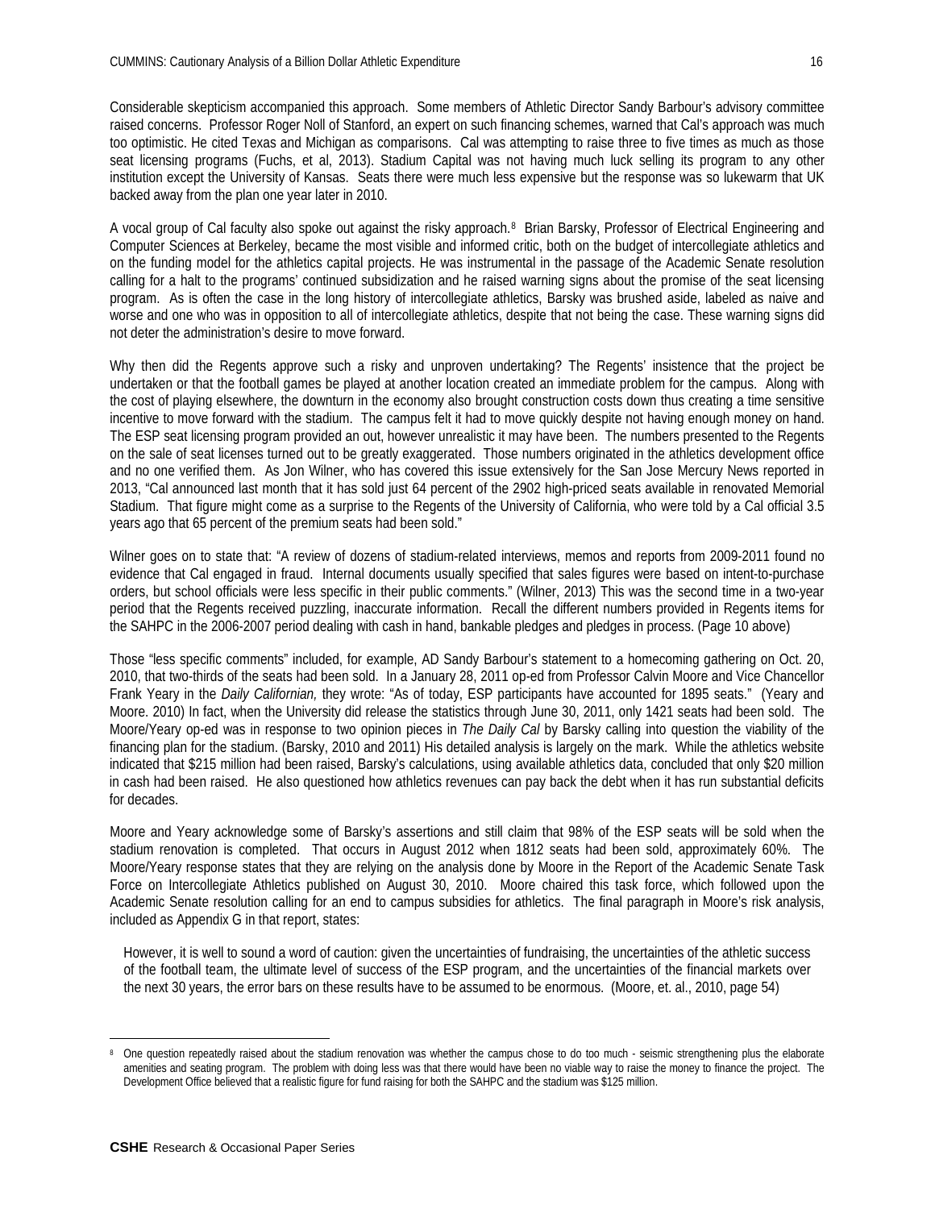Considerable skepticism accompanied this approach. Some members of Athletic Director Sandy Barbour's advisory committee raised concerns. Professor Roger Noll of Stanford, an expert on such financing schemes, warned that Cal's approach was much too optimistic. He cited Texas and Michigan as comparisons. Cal was attempting to raise three to five times as much as those seat licensing programs (Fuchs, et al, 2013). Stadium Capital was not having much luck selling its program to any other institution except the University of Kansas. Seats there were much less expensive but the response was so lukewarm that UK backed away from the plan one year later in 2010.

A vocal group of Cal faculty also spoke out against the risky approach.[8] Brian Barsky, Professor of Electrical Engineering and Computer Sciences at Berkeley, became the most visible and informed critic, both on the budget of intercollegiate athletics and on the funding model for the athletics capital projects. He was instrumental in the passage of the Academic Senate resolution calling for a halt to the programs' continued subsidization and he raised warning signs about the promise of the seat licensing program. As is often the case in the long history of intercollegiate athletics, Barsky was brushed aside, labeled as naive and worse and one who was in opposition to all of intercollegiate athletics, despite that not being the case. These warning signs did not deter the administration's desire to move forward.

Why then did the Regents approve such a risky and unproven undertaking? The Regents' insistence that the project be undertaken or that the football games be played at another location created an immediate problem for the campus. Along with the cost of playing elsewhere, the downturn in the economy also brought construction costs down thus creating a time sensitive incentive to move forward with the stadium. The campus felt it had to move quickly despite not having enough money on hand. The ESP seat licensing program provided an out, however unrealistic it may have been. The numbers presented to the Regents on the sale of seat licenses turned out to be greatly exaggerated. Those numbers originated in the athletics development office and no one verified them. As Jon Wilner, who has covered this issue extensively for the San Jose Mercury News reported in 2013, "Cal announced last month that it has sold just 64 percent of the 2902 high-priced seats available in renovated Memorial Stadium. That figure might come as a surprise to the Regents of the University of California, who were told by a Cal official 3.5 years ago that 65 percent of the premium seats had been sold."

Wilner goes on to state that: "A review of dozens of stadium-related interviews, memos and reports from 2009-2011 found no evidence that Cal engaged in fraud. Internal documents usually specified that sales figures were based on intent-to-purchase orders, but school officials were less specific in their public comments." (Wilner, 2013) This was the second time in a two-year period that the Regents received puzzling, inaccurate information. Recall the different numbers provided in Regents items for the SAHPC in the 2006-2007 period dealing with cash in hand, bankable pledges and pledges in process. (Page 10 above)

Those "less specific comments" included, for example, AD Sandy Barbour's statement to a homecoming gathering on Oct. 20, 2010, that two-thirds of the seats had been sold. In a January 28, 2011 op-ed from Professor Calvin Moore and Vice Chancellor Frank Yeary in the *Daily Californian,* they wrote: "As of today, ESP participants have accounted for 1895 seats." (Yeary and Moore. 2010) In fact, when the University did release the statistics through June 30, 2011, only 1421 seats had been sold. The Moore/Yeary op-ed was in response to two opinion pieces in *The Daily Cal* by Barsky calling into question the viability of the financing plan for the stadium. (Barsky, 2010 and 2011) His detailed analysis is largely on the mark. While the athletics website indicated that $215 million had been raised, Barsky's calculations, using available athletics data, concluded that only $20 million in cash had been raised. He also questioned how athletics revenues can pay back the debt when it has run substantial deficits for decades.

Moore and Yeary acknowledge some of Barsky's assertions and still claim that 98% of the ESP seats will be sold when the stadium renovation is completed. That occurs in August 2012 when 1812 seats had been sold, approximately 60%. The Moore/Yeary response states that they are relying on the analysis done by Moore in the Report of the Academic Senate Task Force on Intercollegiate Athletics published on August 30, 2010. Moore chaired this task force, which followed upon the Academic Senate resolution calling for an end to campus subsidies for athletics. The final paragraph in Moore's risk analysis, included as Appendix G in that report, states:

> However, it is well to sound a word of caution: given the uncertainties of fundraising, the uncertainties of the athletic success of the football team, the ultimate level of success of the ESP program, and the uncertainties of the financial markets over the next 30 years, the error bars on these results have to be assumed to be enormous. (Moore, et. al., 2010, page 54)

---

[8] One question repeatedly raised about the stadium renovation was whether the campus chose to do too much - seismic strengthening plus the elaborate amenities and seating program. The problem with doing less was that there would have been no viable way to raise the money to finance the project. The Development Office believed that a realistic figure for fund raising for both the SAHPC and the stadium was $125 million.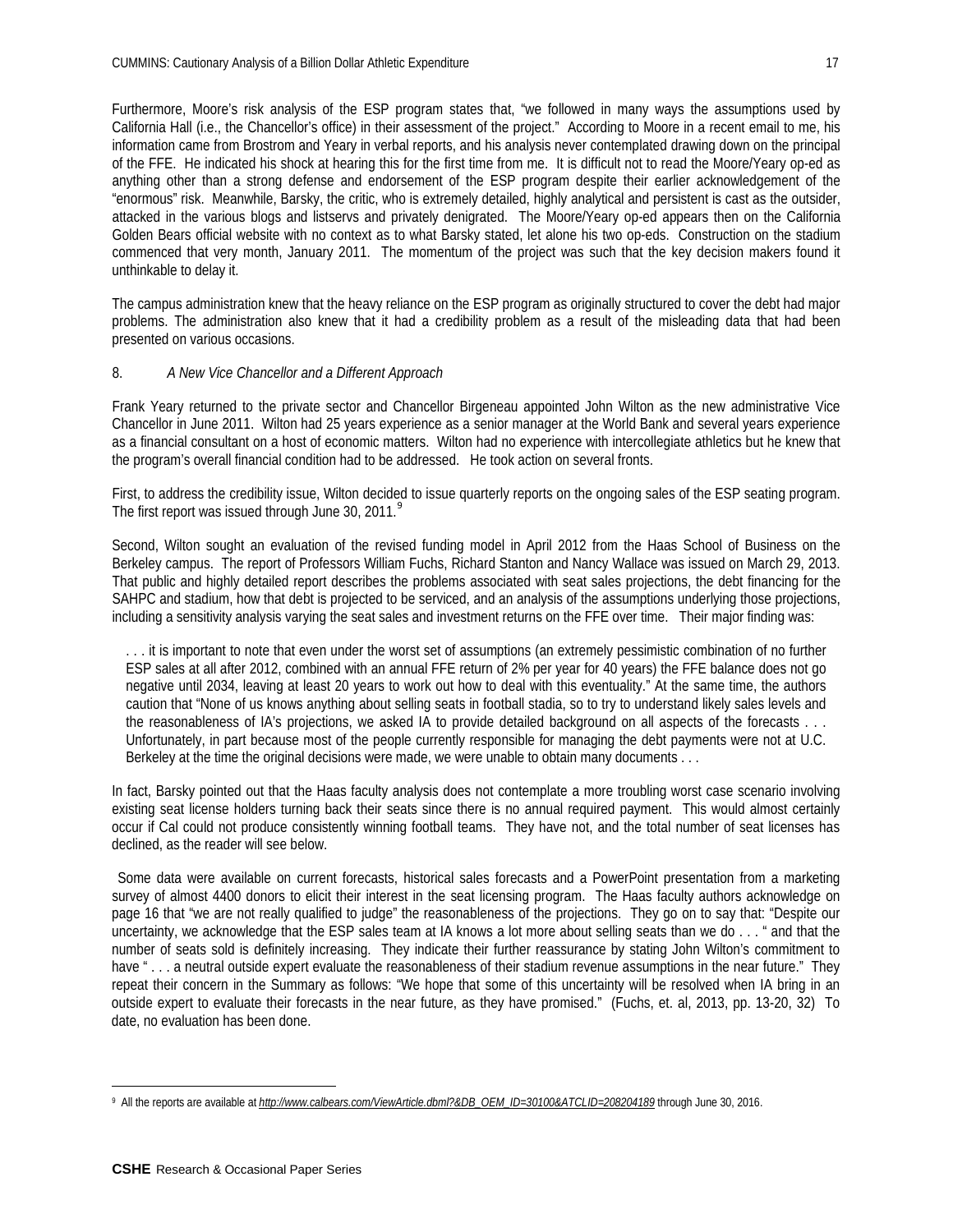Furthermore, Moore's risk analysis of the ESP program states that, "we followed in many ways the assumptions used by California Hall (i.e., the Chancellor's office) in their assessment of the project." According to Moore in a recent email to me, his information came from Brostrom and Yeary in verbal reports, and his analysis never contemplated drawing down on the principal of the FFE. He indicated his shock at hearing this for the first time from me. It is difficult not to read the Moore/Yeary op-ed as anything other than a strong defense and endorsement of the ESP program despite their earlier acknowledgement of the "enormous" risk. Meanwhile, Barsky, the critic, who is extremely detailed, highly analytical and persistent is cast as the outsider, attacked in the various blogs and listservs and privately denigrated. The Moore/Yeary op-ed appears then on the California Golden Bears official website with no context as to what Barsky stated, let alone his two op-eds. Construction on the stadium commenced that very month, January 2011. The momentum of the project was such that the key decision makers found it unthinkable to delay it.

The campus administration knew that the heavy reliance on the ESP program as originally structured to cover the debt had major problems. The administration also knew that it had a credibility problem as a result of the misleading data that had been presented on various occasions.

## 8. *A New Vice Chancellor and a Different Approach*

Frank Yeary returned to the private sector and Chancellor Birgeneau appointed John Wilton as the new administrative Vice Chancellor in June 2011. Wilton had 25 years experience as a senior manager at the World Bank and several years experience as a financial consultant on a host of economic matters. Wilton had no experience with intercollegiate athletics but he knew that the program's overall financial condition had to be addressed. He took action on several fronts.

First, to address the credibility issue, Wilton decided to issue quarterly reports on the ongoing sales of the ESP seating program. The first report was issued through June 30, 2011.[9]

Second, Wilton sought an evaluation of the revised funding model in April 2012 from the Haas School of Business on the Berkeley campus. The report of Professors William Fuchs, Richard Stanton and Nancy Wallace was issued on March 29, 2013. That public and highly detailed report describes the problems associated with seat sales projections, the debt financing for the SAHPC and stadium, how that debt is projected to be serviced, and an analysis of the assumptions underlying those projections, including a sensitivity analysis varying the seat sales and investment returns on the FFE over time. Their major finding was:

> . . . it is important to note that even under the worst set of assumptions (an extremely pessimistic combination of no further ESP sales at all after 2012, combined with an annual FFE return of 2% per year for 40 years) the FFE balance does not go negative until 2034, leaving at least 20 years to work out how to deal with this eventuality." At the same time, the authors caution that "None of us knows anything about selling seats in football stadia, so to try to understand likely sales levels and the reasonableness of IA's projections, we asked IA to provide detailed background on all aspects of the forecasts . . . Unfortunately, in part because most of the people currently responsible for managing the debt payments were not at U.C. Berkeley at the time the original decisions were made, we were unable to obtain many documents . . .

In fact, Barsky pointed out that the Haas faculty analysis does not contemplate a more troubling worst case scenario involving existing seat license holders turning back their seats since there is no annual required payment. This would almost certainly occur if Cal could not produce consistently winning football teams. They have not, and the total number of seat licenses has declined, as the reader will see below.

Some data were available on current forecasts, historical sales forecasts and a PowerPoint presentation from a marketing survey of almost 4400 donors to elicit their interest in the seat licensing program. The Haas faculty authors acknowledge on page 16 that "we are not really qualified to judge" the reasonableness of the projections. They go on to say that: "Despite our uncertainty, we acknowledge that the ESP sales team at IA knows a lot more about selling seats than we do . . . " and that the number of seats sold is definitely increasing. They indicate their further reassurance by stating John Wilton's commitment to have " . . . a neutral outside expert evaluate the reasonableness of their stadium revenue assumptions in the near future." They repeat their concern in the Summary as follows: "We hope that some of this uncertainty will be resolved when IA bring in an outside expert to evaluate their forecasts in the near future, as they have promised." (Fuchs, et. al, 2013, pp. 13-20, 32) To date, no evaluation has been done.

---

[9] All the reports are available at *http://www.calbears.com/ViewArticle.dbml?&DB_OEM_ID=30100&ATCLID=208204189* through June 30, 2016.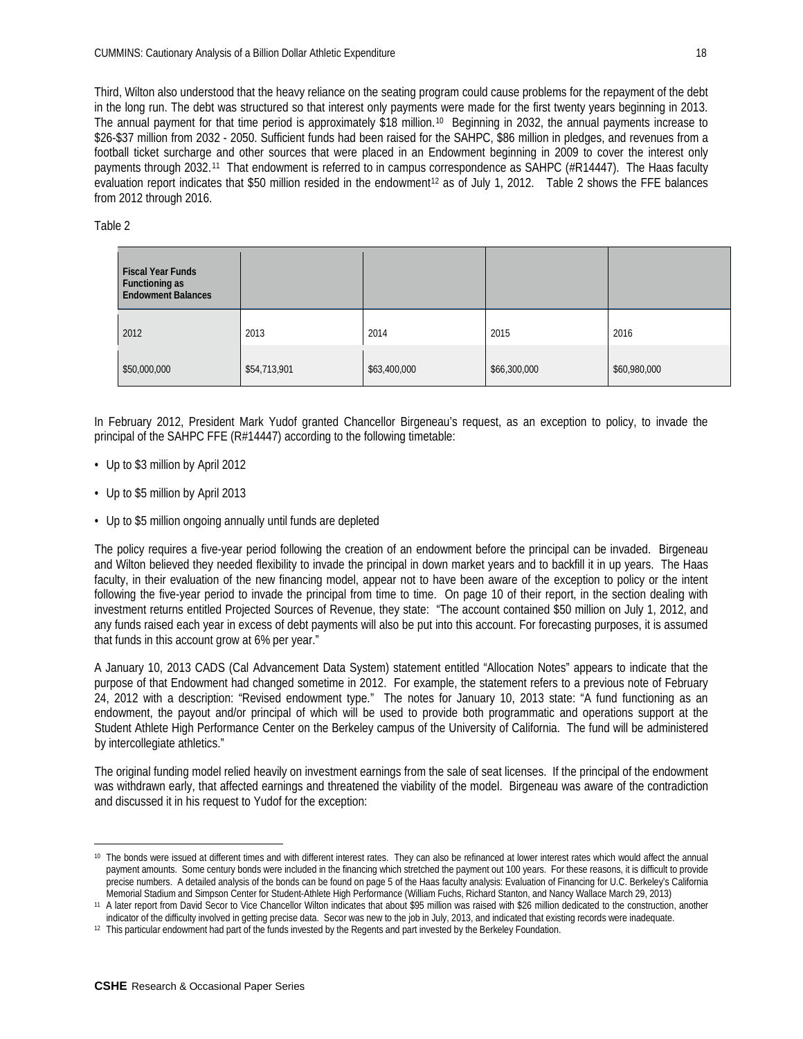Third, Wilton also understood that the heavy reliance on the seating program could cause problems for the repayment of the debt in the long run. The debt was structured so that interest only payments were made for the first twenty years beginning in 2013. The annual payment for that time period is approximately $18 million.[10] Beginning in 2032, the annual payments increase to $26-$37 million from 2032 - 2050. Sufficient funds had been raised for the SAHPC, $86 million in pledges, and revenues from a football ticket surcharge and other sources that were placed in an Endowment beginning in 2009 to cover the interest only payments through 2032.[11] That endowment is referred to in campus correspondence as SAHPC (#R14447). The Haas faculty evaluation report indicates that $50 million resided in the endowment[12] as of July 1, 2012. Table 2 shows the FFE balances from 2012 through 2016.

Table 2

| **Fiscal Year Funds Functioning as Endowment Balances** | | | | |
|---|---|---|---|---|
| 2012 | 2013 | 2014 | 2015 | 2016 |
| $50,000,000 | $54,713,901 | $63,400,000 | $66,300,000 | $60,980,000 |

In February 2012, President Mark Yudof granted Chancellor Birgeneau's request, as an exception to policy, to invade the principal of the SAHPC FFE (R#14447) according to the following timetable:

- Up to $3 million by April 2012
- Up to $5 million by April 2013
- Up to $5 million ongoing annually until funds are depleted

The policy requires a five-year period following the creation of an endowment before the principal can be invaded. Birgeneau and Wilton believed they needed flexibility to invade the principal in down market years and to backfill it in up years. The Haas faculty, in their evaluation of the new financing model, appear not to have been aware of the exception to policy or the intent following the five-year period to invade the principal from time to time. On page 10 of their report, in the section dealing with investment returns entitled Projected Sources of Revenue, they state: "The account contained $50 million on July 1, 2012, and any funds raised each year in excess of debt payments will also be put into this account. For forecasting purposes, it is assumed that funds in this account grow at 6% per year."

A January 10, 2013 CADS (Cal Advancement Data System) statement entitled "Allocation Notes" appears to indicate that the purpose of that Endowment had changed sometime in 2012. For example, the statement refers to a previous note of February 24, 2012 with a description: "Revised endowment type." The notes for January 10, 2013 state: "A fund functioning as an endowment, the payout and/or principal of which will be used to provide both programmatic and operations support at the Student Athlete High Performance Center on the Berkeley campus of the University of California. The fund will be administered by intercollegiate athletics."

The original funding model relied heavily on investment earnings from the sale of seat licenses. If the principal of the endowment was withdrawn early, that affected earnings and threatened the viability of the model. Birgeneau was aware of the contradiction and discussed it in his request to Yudof for the exception:

---

[10] The bonds were issued at different times and with different interest rates. They can also be refinanced at lower interest rates which would affect the annual payment amounts. Some century bonds were included in the financing which stretched the payment out 100 years. For these reasons, it is difficult to provide precise numbers. A detailed analysis of the bonds can be found on page 5 of the Haas faculty analysis: Evaluation of Financing for U.C. Berkeley's California Memorial Stadium and Simpson Center for Student-Athlete High Performance (William Fuchs, Richard Stanton, and Nancy Wallace March 29, 2013)

[11] A later report from David Secor to Vice Chancellor Wilton indicates that about $95 million was raised with $26 million dedicated to the construction, another indicator of the difficulty involved in getting precise data. Secor was new to the job in July, 2013, and indicated that existing records were inadequate.

[12] This particular endowment had part of the funds invested by the Regents and part invested by the Berkeley Foundation.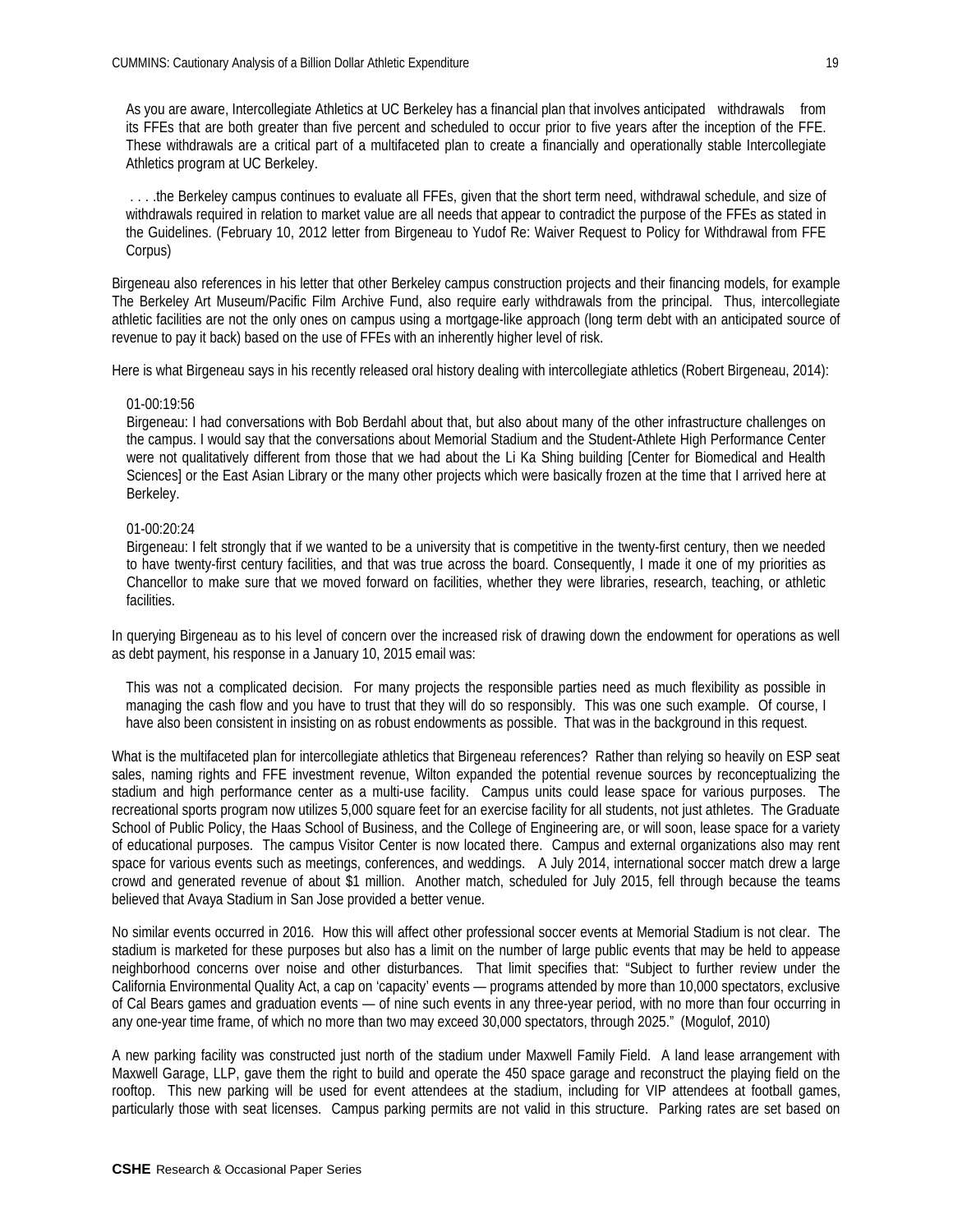> As you are aware, Intercollegiate Athletics at UC Berkeley has a financial plan that involves anticipated withdrawals from its FFEs that are both greater than five percent and scheduled to occur prior to five years after the inception of the FFE. These withdrawals are a critical part of a multifaceted plan to create a financially and operationally stable Intercollegiate Athletics program at UC Berkeley.
>
> . . . .the Berkeley campus continues to evaluate all FFEs, given that the short term need, withdrawal schedule, and size of withdrawals required in relation to market value are all needs that appear to contradict the purpose of the FFEs as stated in the Guidelines. (February 10, 2012 letter from Birgeneau to Yudof Re: Waiver Request to Policy for Withdrawal from FFE Corpus)

Birgeneau also references in his letter that other Berkeley campus construction projects and their financing models, for example The Berkeley Art Museum/Pacific Film Archive Fund, also require early withdrawals from the principal. Thus, intercollegiate athletic facilities are not the only ones on campus using a mortgage-like approach (long term debt with an anticipated source of revenue to pay it back) based on the use of FFEs with an inherently higher level of risk.

Here is what Birgeneau says in his recently released oral history dealing with intercollegiate athletics (Robert Birgeneau, 2014):

> 01-00:19:56
> Birgeneau: I had conversations with Bob Berdahl about that, but also about many of the other infrastructure challenges on the campus. I would say that the conversations about Memorial Stadium and the Student-Athlete High Performance Center were not qualitatively different from those that we had about the Li Ka Shing building [Center for Biomedical and Health Sciences] or the East Asian Library or the many other projects which were basically frozen at the time that I arrived here at Berkeley.
>
> 01-00:20:24
> Birgeneau: I felt strongly that if we wanted to be a university that is competitive in the twenty-first century, then we needed to have twenty-first century facilities, and that was true across the board. Consequently, I made it one of my priorities as Chancellor to make sure that we moved forward on facilities, whether they were libraries, research, teaching, or athletic facilities.

In querying Birgeneau as to his level of concern over the increased risk of drawing down the endowment for operations as well as debt payment, his response in a January 10, 2015 email was:

> This was not a complicated decision. For many projects the responsible parties need as much flexibility as possible in managing the cash flow and you have to trust that they will do so responsibly. This was one such example. Of course, I have also been consistent in insisting on as robust endowments as possible. That was in the background in this request.

What is the multifaceted plan for intercollegiate athletics that Birgeneau references? Rather than relying so heavily on ESP seat sales, naming rights and FFE investment revenue, Wilton expanded the potential revenue sources by reconceptualizing the stadium and high performance center as a multi-use facility. Campus units could lease space for various purposes. The recreational sports program now utilizes 5,000 square feet for an exercise facility for all students, not just athletes. The Graduate School of Public Policy, the Haas School of Business, and the College of Engineering are, or will soon, lease space for a variety of educational purposes. The campus Visitor Center is now located there. Campus and external organizations also may rent space for various events such as meetings, conferences, and weddings. A July 2014, international soccer match drew a large crowd and generated revenue of about $1 million. Another match, scheduled for July 2015, fell through because the teams believed that Avaya Stadium in San Jose provided a better venue.

No similar events occurred in 2016. How this will affect other professional soccer events at Memorial Stadium is not clear. The stadium is marketed for these purposes but also has a limit on the number of large public events that may be held to appease neighborhood concerns over noise and other disturbances. That limit specifies that: "Subject to further review under the California Environmental Quality Act, a cap on 'capacity' events — programs attended by more than 10,000 spectators, exclusive of Cal Bears games and graduation events — of nine such events in any three-year period, with no more than four occurring in any one-year time frame, of which no more than two may exceed 30,000 spectators, through 2025." (Mogulof, 2010)

A new parking facility was constructed just north of the stadium under Maxwell Family Field. A land lease arrangement with Maxwell Garage, LLP, gave them the right to build and operate the 450 space garage and reconstruct the playing field on the rooftop. This new parking will be used for event attendees at the stadium, including for VIP attendees at football games, particularly those with seat licenses. Campus parking permits are not valid in this structure. Parking rates are set based on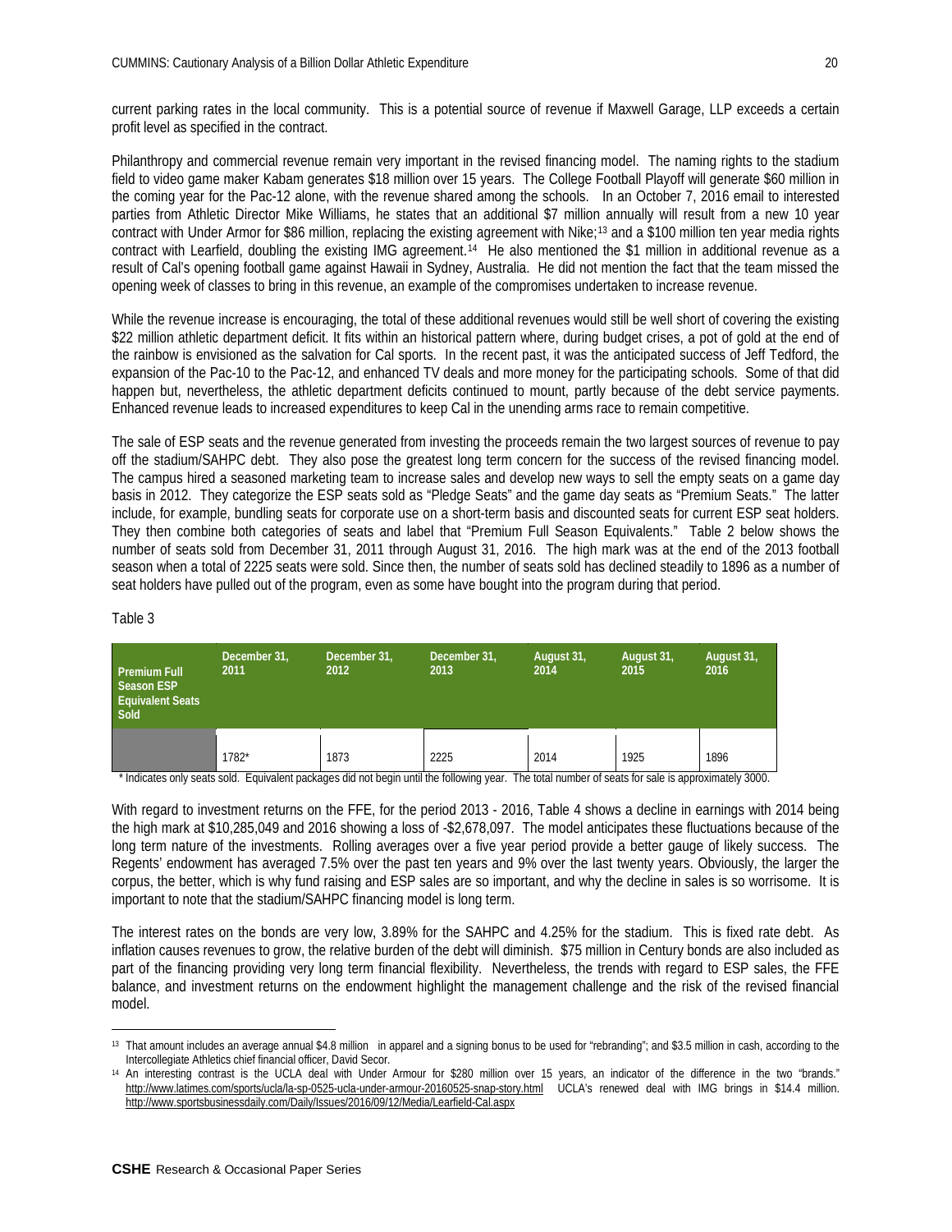current parking rates in the local community. This is a potential source of revenue if Maxwell Garage, LLP exceeds a certain profit level as specified in the contract.

Philanthropy and commercial revenue remain very important in the revised financing model. The naming rights to the stadium field to video game maker Kabam generates $18 million over 15 years. The College Football Playoff will generate $60 million in the coming year for the Pac-12 alone, with the revenue shared among the schools. In an October 7, 2016 email to interested parties from Athletic Director Mike Williams, he states that an additional $7 million annually will result from a new 10 year contract with Under Armor for $86 million, replacing the existing agreement with Nike;[13] and a $100 million ten year media rights contract with Learfield, doubling the existing IMG agreement.[14] He also mentioned the $1 million in additional revenue as a result of Cal's opening football game against Hawaii in Sydney, Australia. He did not mention the fact that the team missed the opening week of classes to bring in this revenue, an example of the compromises undertaken to increase revenue.

While the revenue increase is encouraging, the total of these additional revenues would still be well short of covering the existing $22 million athletic department deficit. It fits within an historical pattern where, during budget crises, a pot of gold at the end of the rainbow is envisioned as the salvation for Cal sports. In the recent past, it was the anticipated success of Jeff Tedford, the expansion of the Pac-10 to the Pac-12, and enhanced TV deals and more money for the participating schools. Some of that did happen but, nevertheless, the athletic department deficits continued to mount, partly because of the debt service payments. Enhanced revenue leads to increased expenditures to keep Cal in the unending arms race to remain competitive.

The sale of ESP seats and the revenue generated from investing the proceeds remain the two largest sources of revenue to pay off the stadium/SAHPC debt. They also pose the greatest long term concern for the success of the revised financing model. The campus hired a seasoned marketing team to increase sales and develop new ways to sell the empty seats on a game day basis in 2012. They categorize the ESP seats sold as "Pledge Seats" and the game day seats as "Premium Seats." The latter include, for example, bundling seats for corporate use on a short-term basis and discounted seats for current ESP seat holders. They then combine both categories of seats and label that "Premium Full Season Equivalents." Table 2 below shows the number of seats sold from December 31, 2011 through August 31, 2016. The high mark was at the end of the 2013 football season when a total of 2225 seats were sold. Since then, the number of seats sold has declined steadily to 1896 as a number of seat holders have pulled out of the program, even as some have bought into the program during that period.

Table 3

| Premium Full Season ESP Equivalent Seats Sold | December 31, 2011 | December 31, 2012 | December 31, 2013 | August 31, 2014 | August 31, 2015 | August 31, 2016 |
|---|---|---|---|---|---|---|
| | 1782* | 1873 | 2225 | 2014 | 1925 | 1896 |

\* Indicates only seats sold. Equivalent packages did not begin until the following year. The total number of seats for sale is approximately 3000.

With regard to investment returns on the FFE, for the period 2013 - 2016, Table 4 shows a decline in earnings with 2014 being the high mark at $10,285,049 and 2016 showing a loss of -$2,678,097. The model anticipates these fluctuations because of the long term nature of the investments. Rolling averages over a five year period provide a better gauge of likely success. The Regents' endowment has averaged 7.5% over the past ten years and 9% over the last twenty years. Obviously, the larger the corpus, the better, which is why fund raising and ESP sales are so important, and why the decline in sales is so worrisome. It is important to note that the stadium/SAHPC financing model is long term.

The interest rates on the bonds are very low, 3.89% for the SAHPC and 4.25% for the stadium. This is fixed rate debt. As inflation causes revenues to grow, the relative burden of the debt will diminish. $75 million in Century bonds are also included as part of the financing providing very long term financial flexibility. Nevertheless, the trends with regard to ESP sales, the FFE balance, and investment returns on the endowment highlight the management challenge and the risk of the revised financial model.

---

[13] That amount includes an average annual $4.8 million in apparel and a signing bonus to be used for "rebranding"; and $3.5 million in cash, according to the Intercollegiate Athletics chief financial officer, David Secor.

[14] An interesting contrast is the UCLA deal with Under Armour for $280 million over 15 years, an indicator of the difference in the two "brands." http://www.latimes.com/sports/ucla/la-sp-0525-ucla-under-armour-20160525-snap-story.html UCLA's renewed deal with IMG brings in $14.4 million. http://www.sportsbusinessdaily.com/Daily/Issues/2016/09/12/Media/Learfield-Cal.aspx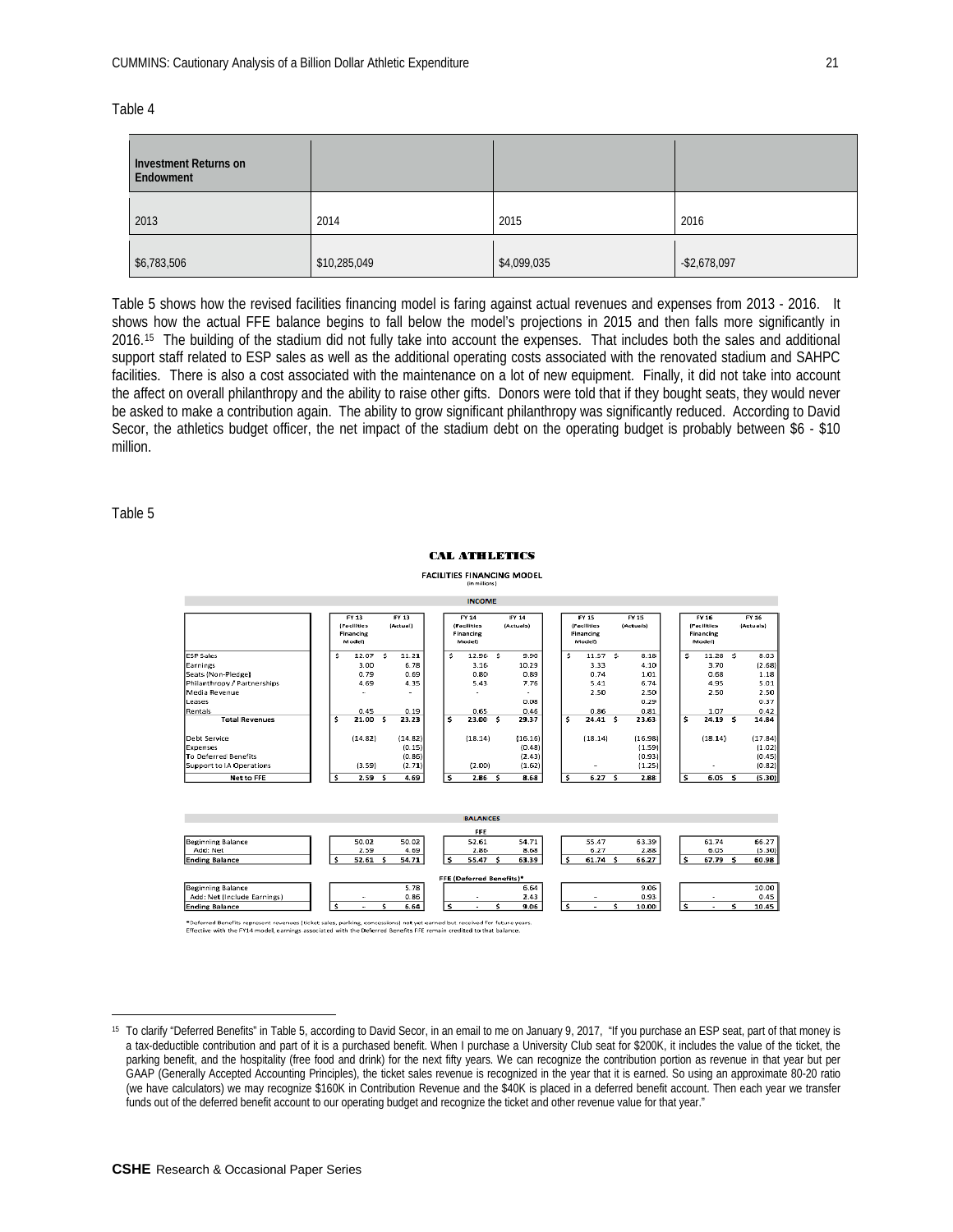Table 4

| Investment Returns on Endowment | | | |
|---|---|---|---|
| 2013 | 2014 | 2015 | 2016 |
| $6,783,506 | $10,285,049 | $4,099,035 | -$2,678,097 |

Table 5 shows how the revised facilities financing model is faring against actual revenues and expenses from 2013 - 2016. It shows how the actual FFE balance begins to fall below the model's projections in 2015 and then falls more significantly in 2016.[15] The building of the stadium did not fully take into account the expenses. That includes both the sales and additional support staff related to ESP sales as well as the additional operating costs associated with the renovated stadium and SAHPC facilities. There is also a cost associated with the maintenance on a lot of new equipment. Finally, it did not take into account the affect on overall philanthropy and the ability to raise other gifts. Donors were told that if they bought seats, they would never be asked to make a contribution again. The ability to grow significant philanthropy was significantly reduced. According to David Secor, the athletics budget officer, the net impact of the stadium debt on the operating budget is probably between $6 - $10 million.

Table 5

**CAL ATHLETICS**

FACILITIES FINANCING MODEL
(in millions)

**INCOME**

| | FY 13 (Facilities Financing Model) | FY 13 (Actual) | FY 14 (Facilities Financing Model) | FY 14 (Actuals) | FY 15 (Facilities Financing Model) | FY 15 (Actuals) | FY 16 (Facilities Financing Model) | FY 16 (Actuals) |
|---|---|---|---|---|---|---|---|---|
| ESP Sales | $ 12.07 | $ 11.21 | $ 12.96 | $ 9.90 | $ 11.57 | $ 8.18 | $ 11.28 | $ 8.03 |
| Earnings | 3.00 | 6.78 | 3.16 | 10.29 | 3.33 | 4.10 | 3.70 | (2.68) |
| Seats (Non-Pledge) | 0.79 | 0.69 | 0.80 | 0.89 | 0.74 | 1.01 | 0.68 | 1.18 |
| Philanthropy / Partnerships | 4.69 | 4.35 | 5.43 | 7.76 | 5.41 | 6.74 | 4.95 | 5.01 |
| Media Revenue | - | - | - | - | 2.50 | 2.50 | 2.50 | 2.50 |
| Leases | | | | 0.08 | | 0.29 | | 0.37 |
| Rentals | 0.45 | 0.19 | 0.65 | 0.46 | 0.86 | 0.81 | 1.07 | 0.42 |
| **Total Revenues** | $ 21.00 | $ 23.23 | $ 23.00 | $ 29.37 | $ 24.41 | $ 23.63 | $ 24.19 | $ 14.84 |
| Debt Service | (14.82) | (14.82) | (18.14) | (16.16) | (18.14) | (16.98) | (18.14) | (17.84) |
| Expenses | | (0.15) | | (0.48) | | (1.59) | | (1.02) |
| To Deferred Benefits | | (0.86) | | (2.43) | | (0.93) | | (0.45) |
| Support to IA Operations | (3.59) | (2.71) | (2.00) | (1.62) | - | (1.25) | - | (0.82) |
| **Net to FFE** | $ 2.59 | $ 4.69 | $ 2.86 | $ 8.68 | $ 6.27 | $ 2.88 | $ 6.05 | $ (5.30) |

**BALANCES**

| FFE | FY 13 Model | FY 13 Actual | FY 14 Model | FY 14 Actuals | FY 15 Model | FY 15 Actuals | FY 16 Model | FY 16 Actuals |
|---|---|---|---|---|---|---|---|---|
| Beginning Balance | 50.02 | 50.02 | 52.61 | 54.71 | 55.47 | 63.39 | 61.74 | 66.27 |
| Add: Net | 2.59 | 4.69 | 2.86 | 8.68 | 6.27 | 2.88 | 6.05 | (5.30) |
| Ending Balance | $ 52.61 | $ 54.71 | $ 55.47 | $ 63.39 | $ 61.74 | $ 66.27 | $ 67.79 | $ 60.98 |
| **FFE (Deferred Benefits)*** | | | | | | | | |
| Beginning Balance | | 5.78 | | 6.64 | | 9.06 | | 10.00 |
| Add: Net (Include Earnings) | - | 0.86 | - | 2.43 | - | 0.93 | - | 0.45 |
| Ending Balance | $ - | $ 6.64 | $ - | $ 9.06 | $ - | $ 10.00 | $ - | $ 10.45 |

*Deferred Benefits represent revenues (ticket sales, parking, concessions) not yet earned but received for future years.
Effective with the FY14 model, earnings associated with the Deferred Benefits FFE remain credited to that balance.

[15] To clarify "Deferred Benefits" in Table 5, according to David Secor, in an email to me on January 9, 2017, "If you purchase an ESP seat, part of that money is a tax-deductible contribution and part of it is a purchased benefit. When I purchase a University Club seat for $200K, it includes the value of the ticket, the parking benefit, and the hospitality (free food and drink) for the next fifty years. We can recognize the contribution portion as revenue in that year but per GAAP (Generally Accepted Accounting Principles), the ticket sales revenue is recognized in the year that it is earned. So using an approximate 80-20 ratio (we have calculators) we may recognize $160K in Contribution Revenue and the $40K is placed in a deferred benefit account. Then each year we transfer funds out of the deferred benefit account to our operating budget and recognize the ticket and other revenue value for that year."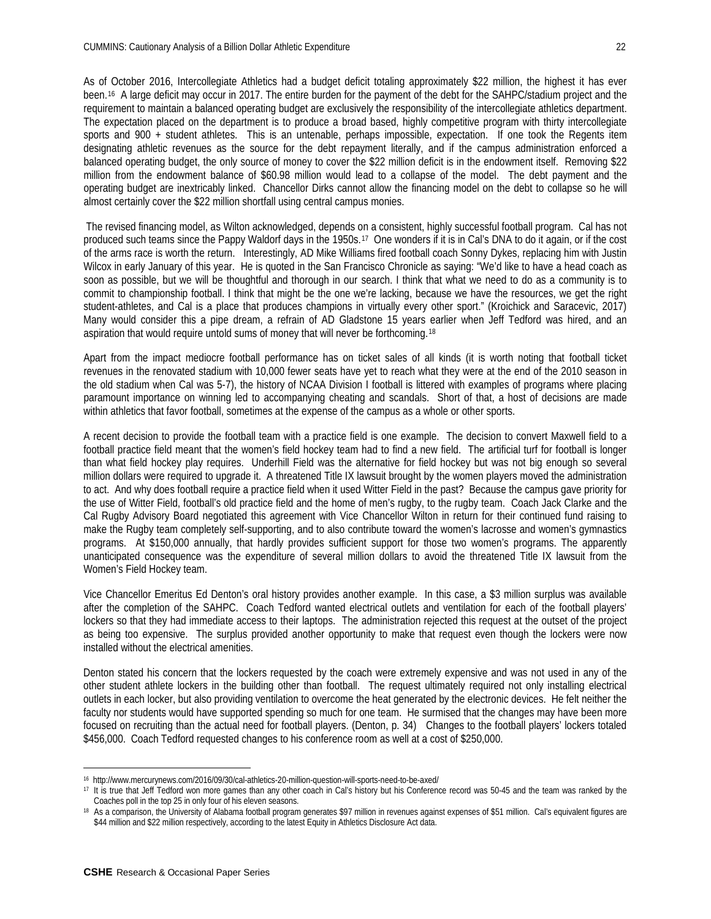As of October 2016, Intercollegiate Athletics had a budget deficit totaling approximately $22 million, the highest it has ever been.[16] A large deficit may occur in 2017. The entire burden for the payment of the debt for the SAHPC/stadium project and the requirement to maintain a balanced operating budget are exclusively the responsibility of the intercollegiate athletics department. The expectation placed on the department is to produce a broad based, highly competitive program with thirty intercollegiate sports and 900 + student athletes. This is an untenable, perhaps impossible, expectation. If one took the Regents item designating athletic revenues as the source for the debt repayment literally, and if the campus administration enforced a balanced operating budget, the only source of money to cover the $22 million deficit is in the endowment itself. Removing $22 million from the endowment balance of $60.98 million would lead to a collapse of the model. The debt payment and the operating budget are inextricably linked. Chancellor Dirks cannot allow the financing model on the debt to collapse so he will almost certainly cover the $22 million shortfall using central campus monies.

The revised financing model, as Wilton acknowledged, depends on a consistent, highly successful football program. Cal has not produced such teams since the Pappy Waldorf days in the 1950s.[17] One wonders if it is in Cal's DNA to do it again, or if the cost of the arms race is worth the return. Interestingly, AD Mike Williams fired football coach Sonny Dykes, replacing him with Justin Wilcox in early January of this year. He is quoted in the San Francisco Chronicle as saying: "We'd like to have a head coach as soon as possible, but we will be thoughtful and thorough in our search. I think that what we need to do as a community is to commit to championship football. I think that might be the one we're lacking, because we have the resources, we get the right student-athletes, and Cal is a place that produces champions in virtually every other sport." (Kroichick and Saracevic, 2017) Many would consider this a pipe dream, a refrain of AD Gladstone 15 years earlier when Jeff Tedford was hired, and an aspiration that would require untold sums of money that will never be forthcoming.[18]

Apart from the impact mediocre football performance has on ticket sales of all kinds (it is worth noting that football ticket revenues in the renovated stadium with 10,000 fewer seats have yet to reach what they were at the end of the 2010 season in the old stadium when Cal was 5-7), the history of NCAA Division I football is littered with examples of programs where placing paramount importance on winning led to accompanying cheating and scandals. Short of that, a host of decisions are made within athletics that favor football, sometimes at the expense of the campus as a whole or other sports.

A recent decision to provide the football team with a practice field is one example. The decision to convert Maxwell field to a football practice field meant that the women's field hockey team had to find a new field. The artificial turf for football is longer than what field hockey play requires. Underhill Field was the alternative for field hockey but was not big enough so several million dollars were required to upgrade it. A threatened Title IX lawsuit brought by the women players moved the administration to act. And why does football require a practice field when it used Witter Field in the past? Because the campus gave priority for the use of Witter Field, football's old practice field and the home of men's rugby, to the rugby team. Coach Jack Clarke and the Cal Rugby Advisory Board negotiated this agreement with Vice Chancellor Wilton in return for their continued fund raising to make the Rugby team completely self-supporting, and to also contribute toward the women's lacrosse and women's gymnastics programs. At $150,000 annually, that hardly provides sufficient support for those two women's programs. The apparently unanticipated consequence was the expenditure of several million dollars to avoid the threatened Title IX lawsuit from the Women's Field Hockey team.

Vice Chancellor Emeritus Ed Denton's oral history provides another example. In this case, a $3 million surplus was available after the completion of the SAHPC. Coach Tedford wanted electrical outlets and ventilation for each of the football players' lockers so that they had immediate access to their laptops. The administration rejected this request at the outset of the project as being too expensive. The surplus provided another opportunity to make that request even though the lockers were now installed without the electrical amenities.

Denton stated his concern that the lockers requested by the coach were extremely expensive and was not used in any of the other student athlete lockers in the building other than football. The request ultimately required not only installing electrical outlets in each locker, but also providing ventilation to overcome the heat generated by the electronic devices. He felt neither the faculty nor students would have supported spending so much for one team. He surmised that the changes may have been more focused on recruiting than the actual need for football players. (Denton, p. 34) Changes to the football players' lockers totaled $456,000. Coach Tedford requested changes to his conference room as well at a cost of $250,000.

---

[16] http://www.mercurynews.com/2016/09/30/cal-athletics-20-million-question-will-sports-need-to-be-axed/

[17] It is true that Jeff Tedford won more games than any other coach in Cal's history but his Conference record was 50-45 and the team was ranked by the Coaches poll in the top 25 in only four of his eleven seasons.

[18] As a comparison, the University of Alabama football program generates $97 million in revenues against expenses of $51 million. Cal's equivalent figures are $44 million and $22 million respectively, according to the latest Equity in Athletics Disclosure Act data.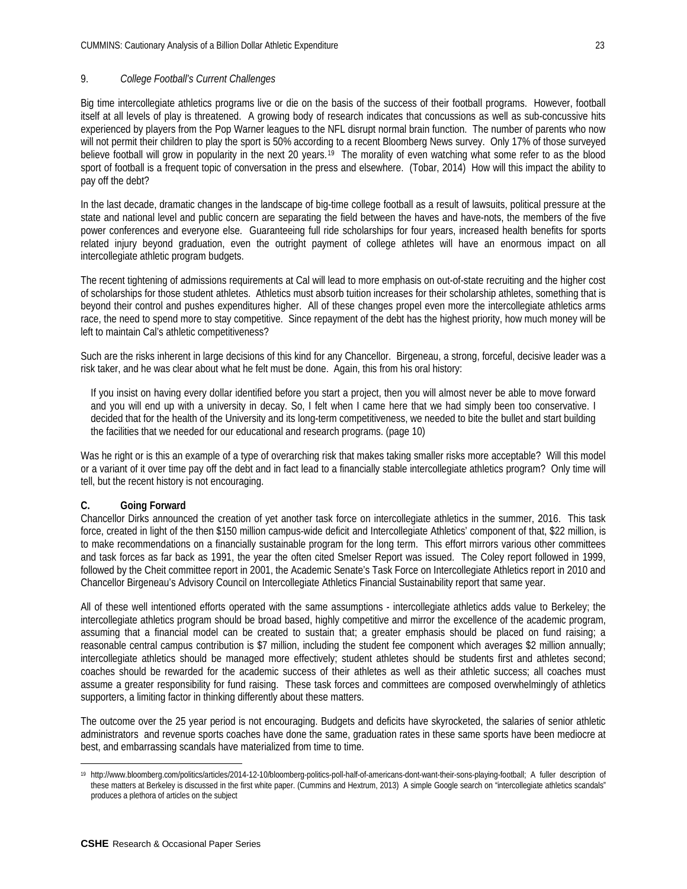### 9. *College Football's Current Challenges*

Big time intercollegiate athletics programs live or die on the basis of the success of their football programs. However, football itself at all levels of play is threatened. A growing body of research indicates that concussions as well as sub-concussive hits experienced by players from the Pop Warner leagues to the NFL disrupt normal brain function. The number of parents who now will not permit their children to play the sport is 50% according to a recent Bloomberg News survey. Only 17% of those surveyed believe football will grow in popularity in the next 20 years.[19] The morality of even watching what some refer to as the blood sport of football is a frequent topic of conversation in the press and elsewhere. (Tobar, 2014) How will this impact the ability to pay off the debt?

In the last decade, dramatic changes in the landscape of big-time college football as a result of lawsuits, political pressure at the state and national level and public concern are separating the field between the haves and have-nots, the members of the five power conferences and everyone else. Guaranteeing full ride scholarships for four years, increased health benefits for sports related injury beyond graduation, even the outright payment of college athletes will have an enormous impact on all intercollegiate athletic program budgets.

The recent tightening of admissions requirements at Cal will lead to more emphasis on out-of-state recruiting and the higher cost of scholarships for those student athletes. Athletics must absorb tuition increases for their scholarship athletes, something that is beyond their control and pushes expenditures higher. All of these changes propel even more the intercollegiate athletics arms race, the need to spend more to stay competitive. Since repayment of the debt has the highest priority, how much money will be left to maintain Cal's athletic competitiveness?

Such are the risks inherent in large decisions of this kind for any Chancellor. Birgeneau, a strong, forceful, decisive leader was a risk taker, and he was clear about what he felt must be done. Again, this from his oral history:

> If you insist on having every dollar identified before you start a project, then you will almost never be able to move forward and you will end up with a university in decay. So, I felt when I came here that we had simply been too conservative. I decided that for the health of the University and its long-term competitiveness, we needed to bite the bullet and start building the facilities that we needed for our educational and research programs. (page 10)

Was he right or is this an example of a type of overarching risk that makes taking smaller risks more acceptable? Will this model or a variant of it over time pay off the debt and in fact lead to a financially stable intercollegiate athletics program? Only time will tell, but the recent history is not encouraging.

## C. Going Forward

Chancellor Dirks announced the creation of yet another task force on intercollegiate athletics in the summer, 2016. This task force, created in light of the then $150 million campus-wide deficit and Intercollegiate Athletics' component of that, $22 million, is to make recommendations on a financially sustainable program for the long term. This effort mirrors various other committees and task forces as far back as 1991, the year the often cited Smelser Report was issued. The Coley report followed in 1999, followed by the Cheit committee report in 2001, the Academic Senate's Task Force on Intercollegiate Athletics report in 2010 and Chancellor Birgeneau's Advisory Council on Intercollegiate Athletics Financial Sustainability report that same year.

All of these well intentioned efforts operated with the same assumptions - intercollegiate athletics adds value to Berkeley; the intercollegiate athletics program should be broad based, highly competitive and mirror the excellence of the academic program, assuming that a financial model can be created to sustain that; a greater emphasis should be placed on fund raising; a reasonable central campus contribution is $7 million, including the student fee component which averages $2 million annually; intercollegiate athletics should be managed more effectively; student athletes should be students first and athletes second; coaches should be rewarded for the academic success of their athletes as well as their athletic success; all coaches must assume a greater responsibility for fund raising. These task forces and committees are composed overwhelmingly of athletics supporters, a limiting factor in thinking differently about these matters.

The outcome over the 25 year period is not encouraging. Budgets and deficits have skyrocketed, the salaries of senior athletic administrators and revenue sports coaches have done the same, graduation rates in these same sports have been mediocre at best, and embarrassing scandals have materialized from time to time.

---

[19] http://www.bloomberg.com/politics/articles/2014-12-10/bloomberg-politics-poll-half-of-americans-dont-want-their-sons-playing-football; A fuller description of these matters at Berkeley is discussed in the first white paper. (Cummins and Hextrum, 2013) A simple Google search on "intercollegiate athletics scandals" produces a plethora of articles on the subject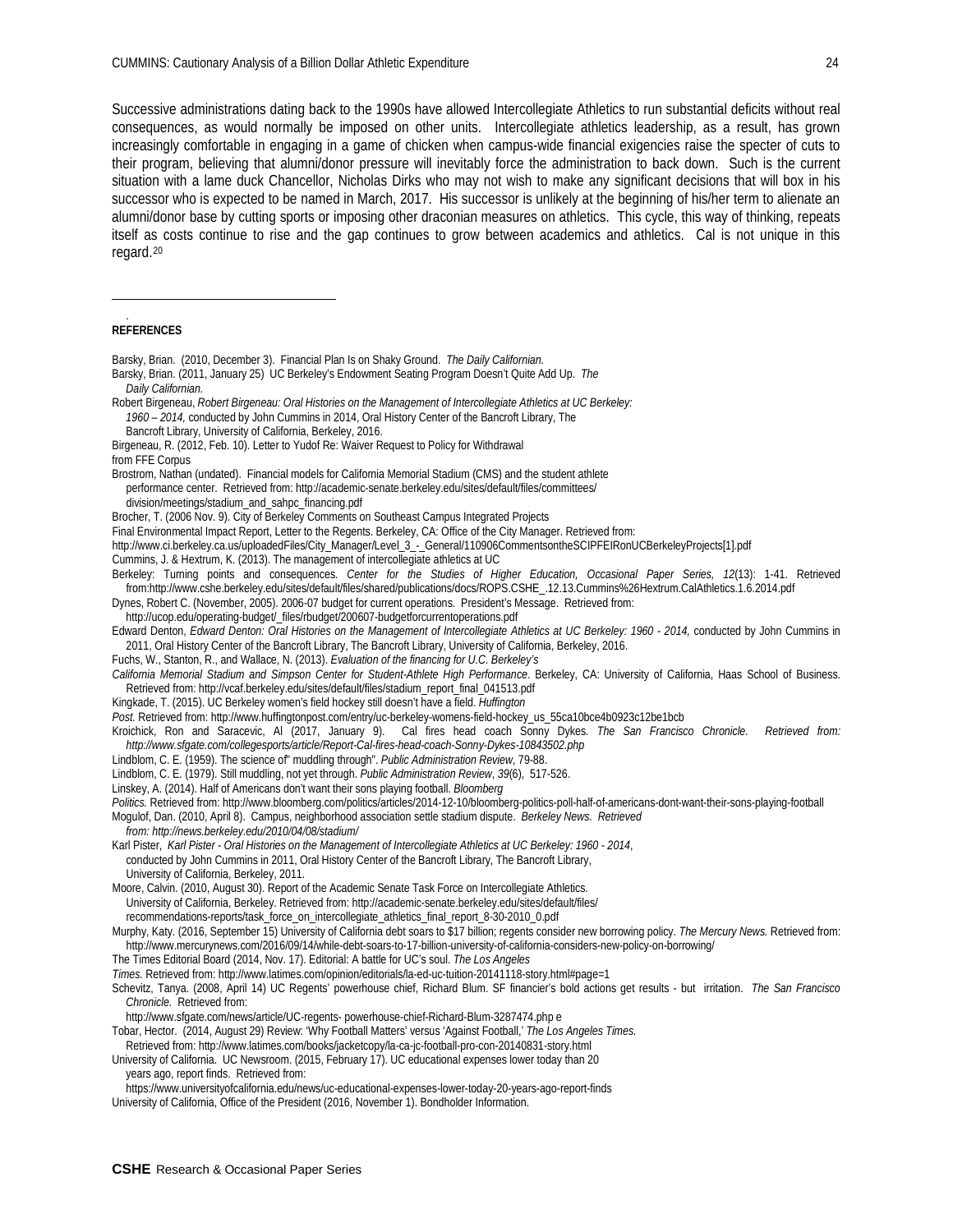Successive administrations dating back to the 1990s have allowed Intercollegiate Athletics to run substantial deficits without real consequences, as would normally be imposed on other units. Intercollegiate athletics leadership, as a result, has grown increasingly comfortable in engaging in a game of chicken when campus-wide financial exigencies raise the specter of cuts to their program, believing that alumni/donor pressure will inevitably force the administration to back down. Such is the current situation with a lame duck Chancellor, Nicholas Dirks who may not wish to make any significant decisions that will box in his successor who is expected to be named in March, 2017. His successor is unlikely at the beginning of his/her term to alienate an alumni/donor base by cutting sports or imposing other draconian measures on athletics. This cycle, this way of thinking, repeats itself as costs continue to rise and the gap continues to grow between academics and athletics. Cal is not unique in this regard.[20]

**REFERENCES**

Barsky, Brian. (2010, December 3). Financial Plan Is on Shaky Ground. *The Daily Californian.*

Barsky, Brian. (2011, January 25) UC Berkeley's Endowment Seating Program Doesn't Quite Add Up. *The Daily Californian.*

Robert Birgeneau, *Robert Birgeneau: Oral Histories on the Management of Intercollegiate Athletics at UC Berkeley: 1960 – 2014,* conducted by John Cummins in 2014, Oral History Center of the Bancroft Library, The Bancroft Library, University of California, Berkeley, 2016.

Birgeneau, R. (2012, Feb. 10). Letter to Yudof Re: Waiver Request to Policy for Withdrawal from FFE Corpus

Brostrom, Nathan (undated). Financial models for California Memorial Stadium (CMS) and the student athlete performance center. Retrieved from: http://academic-senate.berkeley.edu/sites/default/files/committees/division/meetings/stadium_and_sahpc_financing.pdf

Brocher, T. (2006 Nov. 9). City of Berkeley Comments on Southeast Campus Integrated Projects Final Environmental Impact Report, Letter to the Regents. Berkeley, CA: Office of the City Manager. Retrieved from: http://www.ci.berkeley.ca.us/uploadedFiles/City_Manager/Level_3_-_General/110906CommentsontheSCIPFEIRonUCBerkeleyProjects[1].pdf

Cummins, J. & Hextrum, K. (2013). The management of intercollegiate athletics at UC Berkeley: Turning points and consequences. *Center for the Studies of Higher Education, Occasional Paper Series, 12*(13): 1-41. Retrieved from:http://www.cshe.berkeley.edu/sites/default/files/shared/publications/docs/ROPS.CSHE_.12.13.Cummins%26Hextrum.CalAthletics.1.6.2014.pdf

Dynes, Robert C. (November, 2005). 2006-07 budget for current operations. President's Message. Retrieved from: http://ucop.edu/operating-budget/_files/rbudget/200607-budgetforcurrentoperations.pdf

Edward Denton, *Edward Denton: Oral Histories on the Management of Intercollegiate Athletics at UC Berkeley: 1960 - 2014,* conducted by John Cummins in 2011, Oral History Center of the Bancroft Library, The Bancroft Library, University of California, Berkeley, 2016.

Fuchs, W., Stanton, R., and Wallace, N. (2013). *Evaluation of the financing for U.C. Berkeley's California Memorial Stadium and Simpson Center for Student-Athlete High Performance*. Berkeley, CA: University of California, Haas School of Business. Retrieved from: http://vcaf.berkeley.edu/sites/default/files/stadium_report_final_041513.pdf

Kingkade, T. (2015). UC Berkeley women's field hockey still doesn't have a field. *Huffington Post.* Retrieved from: http://www.huffingtonpost.com/entry/uc-berkeley-womens-field-hockey_us_55ca10bce4b0923c12be1bcb

Kroichick, Ron and Saracevic, Al (2017, January 9). Cal fires head coach Sonny Dykes. *The San Francisco Chronicle. Retrieved from: http://www.sfgate.com/collegesports/article/Report-Cal-fires-head-coach-Sonny-Dykes-10843502.php*

Lindblom, C. E. (1959). The science of" muddling through". *Public Administration Review*, 79-88.

Lindblom, C. E. (1979). Still muddling, not yet through. *Public Administration Review*, *39*(6), 517-526.

Linskey, A. (2014). Half of Americans don't want their sons playing football. *Bloomberg Politics.* Retrieved from: http://www.bloomberg.com/politics/articles/2014-12-10/bloomberg-politics-poll-half-of-americans-dont-want-their-sons-playing-football

Mogulof, Dan. (2010, April 8). Campus, neighborhood association settle stadium dispute. *Berkeley News. Retrieved from: http://news.berkeley.edu/2010/04/08/stadium/*

Karl Pister, *Karl Pister - Oral Histories on the Management of Intercollegiate Athletics at UC Berkeley: 1960 - 2014*, conducted by John Cummins in 2011, Oral History Center of the Bancroft Library, The Bancroft Library, University of California, Berkeley, 2011.

Moore, Calvin. (2010, August 30). Report of the Academic Senate Task Force on Intercollegiate Athletics. University of California, Berkeley. Retrieved from: http://academic-senate.berkeley.edu/sites/default/files/recommendations-reports/task_force_on_intercollegiate_athletics_final_report_8-30-2010_0.pdf

Murphy, Katy. (2016, September 15) University of California debt soars to $17 billion; regents consider new borrowing policy. *The Mercury News.* Retrieved from: http://www.mercurynews.com/2016/09/14/while-debt-soars-to-17-billion-university-of-california-considers-new-policy-on-borrowing/

The Times Editorial Board (2014, Nov. 17). Editorial: A battle for UC's soul. *The Los Angeles Times.* Retrieved from: http://www.latimes.com/opinion/editorials/la-ed-uc-tuition-20141118-story.html#page=1

Schevitz, Tanya. (2008, April 14) UC Regents' powerhouse chief, Richard Blum. SF financier's bold actions get results - but irritation. *The San Francisco Chronicle.* Retrieved from: http://www.sfgate.com/news/article/UC-regents- powerhouse-chief-Richard-Blum-3287474.php e

Tobar, Hector. (2014, August 29) Review: 'Why Football Matters' versus 'Against Football,' *The Los Angeles Times.* Retrieved from: http://www.latimes.com/books/jacketcopy/la-ca-jc-football-pro-con-20140831-story.html

University of California. UC Newsroom. (2015, February 17). UC educational expenses lower today than 20 years ago, report finds. Retrieved from: https://www.universityofcalifornia.edu/news/uc-educational-expenses-lower-today-20-years-ago-report-finds

University of California, Office of the President (2016, November 1). Bondholder Information.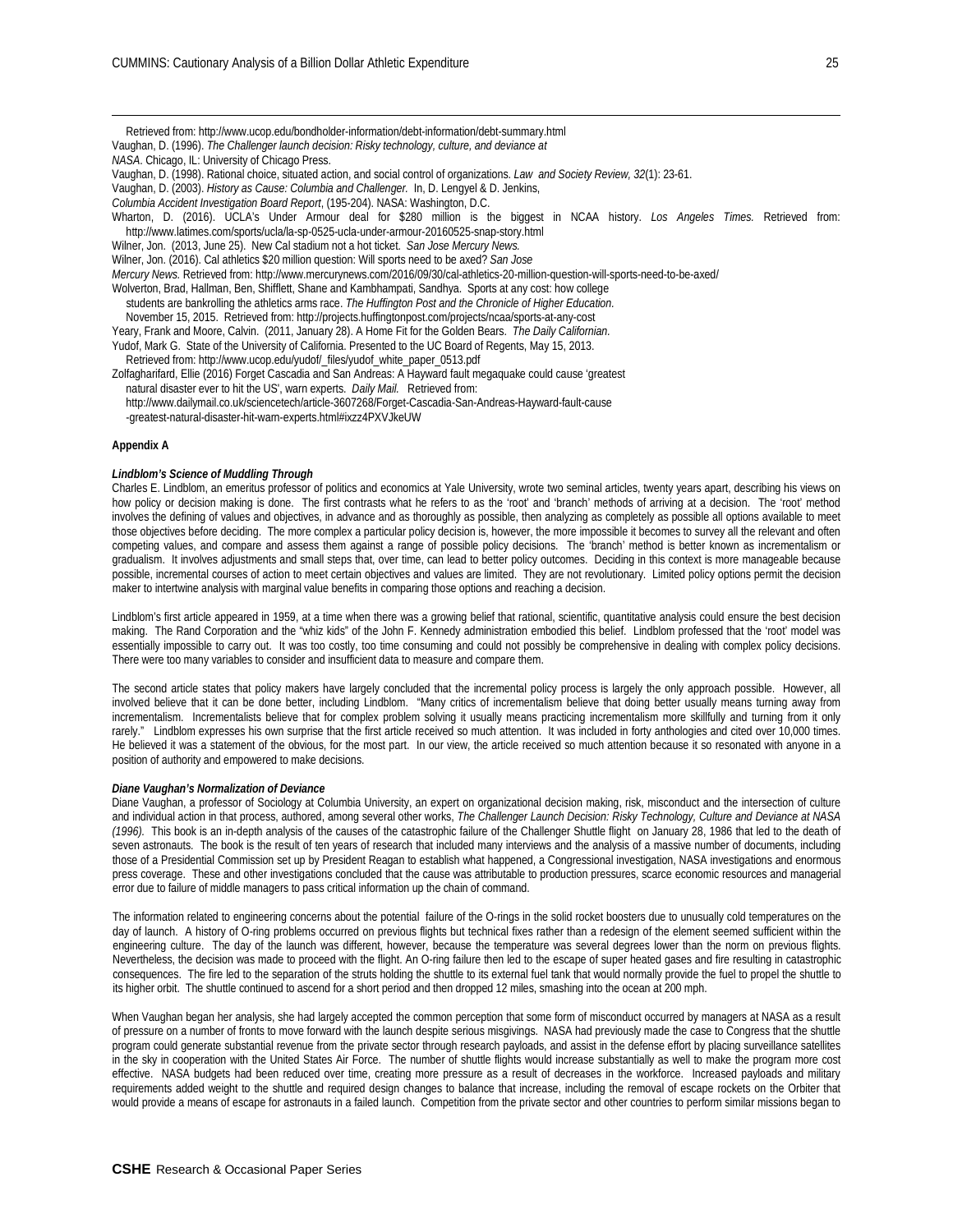Retrieved from: http://www.ucop.edu/bondholder-information/debt-information/debt-summary.html

Vaughan, D. (1996). *The Challenger launch decision: Risky technology, culture, and deviance at NASA*. Chicago, IL: University of Chicago Press.

Vaughan, D. (1998). Rational choice, situated action, and social control of organizations. *Law and Society Review, 32*(1): 23-61.

Vaughan, D. (2003). *History as Cause: Columbia and Challenger.* In, D. Lengyel & D. Jenkins, *Columbia Accident Investigation Board Report*, (195-204). NASA: Washington, D.C.

Wharton, D. (2016). UCLA's Under Armour deal for $280 million is the biggest in NCAA history. *Los Angeles Times.* Retrieved from: http://www.latimes.com/sports/ucla/la-sp-0525-ucla-under-armour-20160525-snap-story.html

Wilner, Jon. (2013, June 25). New Cal stadium not a hot ticket. *San Jose Mercury News.*

Wilner, Jon. (2016). Cal athletics $20 million question: Will sports need to be axed? *San Jose Mercury News.* Retrieved from: http://www.mercurynews.com/2016/09/30/cal-athletics-20-million-question-will-sports-need-to-be-axed/

Wolverton, Brad, Hallman, Ben, Shifflett, Shane and Kambhampati, Sandhya. Sports at any cost: how college students are bankrolling the athletics arms race. *The Huffington Post and the Chronicle of Higher Education.* November 15, 2015. Retrieved from: http://projects.huffingtonpost.com/projects/ncaa/sports-at-any-cost

Yeary, Frank and Moore, Calvin. (2011, January 28). A Home Fit for the Golden Bears. *The Daily Californian.*

Yudof, Mark G. State of the University of California. Presented to the UC Board of Regents, May 15, 2013. Retrieved from: http://www.ucop.edu/yudof/_files/yudof_white_paper_0513.pdf

Zolfagharifard, Ellie (2016) Forget Cascadia and San Andreas: A Hayward fault megaquake could cause 'greatest natural disaster ever to hit the US', warn experts. *Daily Mail.* Retrieved from: http://www.dailymail.co.uk/sciencetech/article-3607268/Forget-Cascadia-San-Andreas-Hayward-fault-cause-greatest-natural-disaster-hit-warn-experts.html#ixzz4PXVJkeUW

## Appendix A

### *Lindblom's Science of Muddling Through*

Charles E. Lindblom, an emeritus professor of politics and economics at Yale University, wrote two seminal articles, twenty years apart, describing his views on how policy or decision making is done. The first contrasts what he refers to as the 'root' and 'branch' methods of arriving at a decision. The 'root' method involves the defining of values and objectives, in advance and as thoroughly as possible, then analyzing as completely as possible all options available to meet those objectives before deciding. The more complex a particular policy decision is, however, the more impossible it becomes to survey all the relevant and often competing values, and compare and assess them against a range of possible policy decisions. The 'branch' method is better known as incrementalism or gradualism. It involves adjustments and small steps that, over time, can lead to better policy outcomes. Deciding in this context is more manageable because possible, incremental courses of action to meet certain objectives and values are limited. They are not revolutionary. Limited policy options permit the decision maker to intertwine analysis with marginal value benefits in comparing those options and reaching a decision.

Lindblom's first article appeared in 1959, at a time when there was a growing belief that rational, scientific, quantitative analysis could ensure the best decision making. The Rand Corporation and the "whiz kids" of the John F. Kennedy administration embodied this belief. Lindblom professed that the 'root' model was essentially impossible to carry out. It was too costly, too time consuming and could not possibly be comprehensive in dealing with complex policy decisions. There were too many variables to consider and insufficient data to measure and compare them.

The second article states that policy makers have largely concluded that the incremental policy process is largely the only approach possible. However, all involved believe that it can be done better, including Lindblom. "Many critics of incrementalism believe that doing better usually means turning away from incrementalism. Incrementalists believe that for complex problem solving it usually means practicing incrementalism more skillfully and turning from it only rarely." Lindblom expresses his own surprise that the first article received so much attention. It was included in forty anthologies and cited over 10,000 times. He believed it was a statement of the obvious, for the most part. In our view, the article received so much attention because it so resonated with anyone in a position of authority and empowered to make decisions.

### *Diane Vaughan's Normalization of Deviance*

Diane Vaughan, a professor of Sociology at Columbia University, an expert on organizational decision making, risk, misconduct and the intersection of culture and individual action in that process, authored, among several other works, *The Challenger Launch Decision: Risky Technology, Culture and Deviance at NASA (1996).* This book is an in-depth analysis of the causes of the catastrophic failure of the Challenger Shuttle flight on January 28, 1986 that led to the death of seven astronauts. The book is the result of ten years of research that included many interviews and the analysis of a massive number of documents, including those of a Presidential Commission set up by President Reagan to establish what happened, a Congressional investigation, NASA investigations and enormous press coverage. These and other investigations concluded that the cause was attributable to production pressures, scarce economic resources and managerial error due to failure of middle managers to pass critical information up the chain of command.

The information related to engineering concerns about the potential failure of the O-rings in the solid rocket boosters due to unusually cold temperatures on the day of launch. A history of O-ring problems occurred on previous flights but technical fixes rather than a redesign of the element seemed sufficient within the engineering culture. The day of the launch was different, however, because the temperature was several degrees lower than the norm on previous flights. Nevertheless, the decision was made to proceed with the flight. An O-ring failure then led to the escape of super heated gases and fire resulting in catastrophic consequences. The fire led to the separation of the struts holding the shuttle to its external fuel tank that would normally provide the fuel to propel the shuttle to its higher orbit. The shuttle continued to ascend for a short period and then dropped 12 miles, smashing into the ocean at 200 mph.

When Vaughan began her analysis, she had largely accepted the common perception that some form of misconduct occurred by managers at NASA as a result of pressure on a number of fronts to move forward with the launch despite serious misgivings. NASA had previously made the case to Congress that the shuttle program could generate substantial revenue from the private sector through research payloads, and assist in the defense effort by placing surveillance satellites in the sky in cooperation with the United States Air Force. The number of shuttle flights would increase substantially as well to make the program more cost effective. NASA budgets had been reduced over time, creating more pressure as a result of decreases in the workforce. Increased payloads and military requirements added weight to the shuttle and required design changes to balance that increase, including the removal of escape rockets on the Orbiter that would provide a means of escape for astronauts in a failed launch. Competition from the private sector and other countries to perform similar missions began to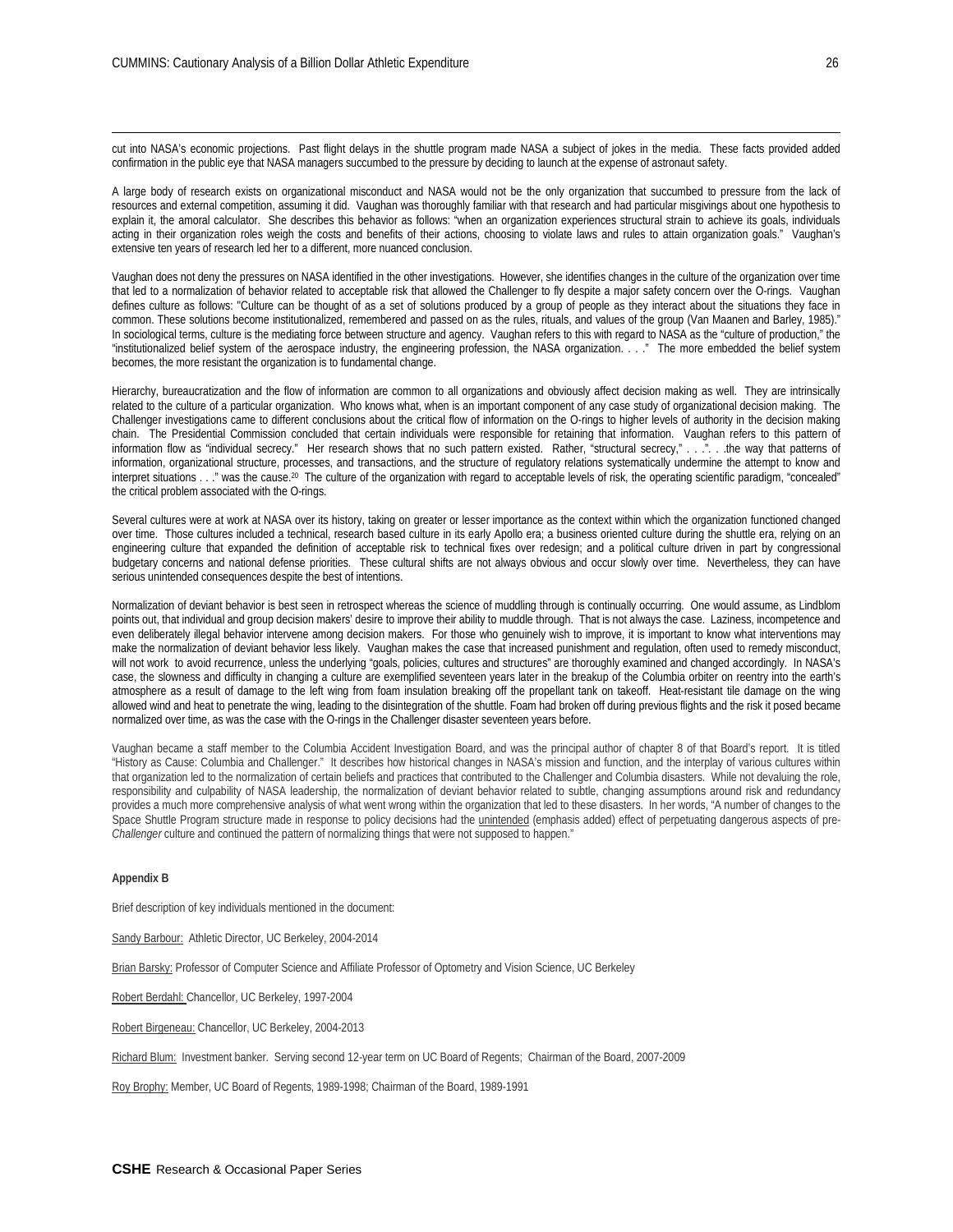cut into NASA's economic projections. Past flight delays in the shuttle program made NASA a subject of jokes in the media. These facts provided added confirmation in the public eye that NASA managers succumbed to the pressure by deciding to launch at the expense of astronaut safety.

A large body of research exists on organizational misconduct and NASA would not be the only organization that succumbed to pressure from the lack of resources and external competition, assuming it did. Vaughan was thoroughly familiar with that research and had particular misgivings about one hypothesis to explain it, the amoral calculator. She describes this behavior as follows: "when an organization experiences structural strain to achieve its goals, individuals acting in their organization roles weigh the costs and benefits of their actions, choosing to violate laws and rules to attain organization goals." Vaughan's extensive ten years of research led her to a different, more nuanced conclusion.

Vaughan does not deny the pressures on NASA identified in the other investigations. However, she identifies changes in the culture of the organization over time that led to a normalization of behavior related to acceptable risk that allowed the Challenger to fly despite a major safety concern over the O-rings. Vaughan defines culture as follows: "Culture can be thought of as a set of solutions produced by a group of people as they interact about the situations they face in common. These solutions become institutionalized, remembered and passed on as the rules, rituals, and values of the group (Van Maanen and Barley, 1985)." In sociological terms, culture is the mediating force between structure and agency. Vaughan refers to this with regard to NASA as the "culture of production," the "institutionalized belief system of the aerospace industry, the engineering profession, the NASA organization. . . ." The more embedded the belief system becomes, the more resistant the organization is to fundamental change.

Hierarchy, bureaucratization and the flow of information are common to all organizations and obviously affect decision making as well. They are intrinsically related to the culture of a particular organization. Who knows what, when is an important component of any case study of organizational decision making. The Challenger investigations came to different conclusions about the critical flow of information on the O-rings to higher levels of authority in the decision making chain. The Presidential Commission concluded that certain individuals were responsible for retaining that information. Vaughan refers to this pattern of information flow as "individual secrecy." Her research shows that no such pattern existed. Rather, "structural secrecy," . . .". . .the way that patterns of information, organizational structure, processes, and transactions, and the structure of regulatory relations systematically undermine the attempt to know and interpret situations . . ." was the cause.[20] The culture of the organization with regard to acceptable levels of risk, the operating scientific paradigm, "concealed" the critical problem associated with the O-rings.

Several cultures were at work at NASA over its history, taking on greater or lesser importance as the context within which the organization functioned changed over time. Those cultures included a technical, research based culture in its early Apollo era; a business oriented culture during the shuttle era, relying on an engineering culture that expanded the definition of acceptable risk to technical fixes over redesign; and a political culture driven in part by congressional budgetary concerns and national defense priorities. These cultural shifts are not always obvious and occur slowly over time. Nevertheless, they can have serious unintended consequences despite the best of intentions.

Normalization of deviant behavior is best seen in retrospect whereas the science of muddling through is continually occurring. One would assume, as Lindblom points out, that individual and group decision makers' desire to improve their ability to muddle through. That is not always the case. Laziness, incompetence and even deliberately illegal behavior intervene among decision makers. For those who genuinely wish to improve, it is important to know what interventions may make the normalization of deviant behavior less likely. Vaughan makes the case that increased punishment and regulation, often used to remedy misconduct, will not work to avoid recurrence, unless the underlying "goals, policies, cultures and structures" are thoroughly examined and changed accordingly. In NASA's case, the slowness and difficulty in changing a culture are exemplified seventeen years later in the breakup of the Columbia orbiter on reentry into the earth's atmosphere as a result of damage to the left wing from foam insulation breaking off the propellant tank on takeoff. Heat-resistant tile damage on the wing allowed wind and heat to penetrate the wing, leading to the disintegration of the shuttle. Foam had broken off during previous flights and the risk it posed became normalized over time, as was the case with the O-rings in the Challenger disaster seventeen years before.

Vaughan became a staff member to the Columbia Accident Investigation Board, and was the principal author of chapter 8 of that Board's report. It is titled "History as Cause: Columbia and Challenger." It describes how historical changes in NASA's mission and function, and the interplay of various cultures within that organization led to the normalization of certain beliefs and practices that contributed to the Challenger and Columbia disasters. While not devaluing the role, responsibility and culpability of NASA leadership, the normalization of deviant behavior related to subtle, changing assumptions around risk and redundancy provides a much more comprehensive analysis of what went wrong within the organization that led to these disasters. In her words, "A number of changes to the Space Shuttle Program structure made in response to policy decisions had the unintended (emphasis added) effect of perpetuating dangerous aspects of pre-*Challenger* culture and continued the pattern of normalizing things that were not supposed to happen."

**Appendix B**

Brief description of key individuals mentioned in the document:

Sandy Barbour: Athletic Director, UC Berkeley, 2004-2014

Brian Barsky: Professor of Computer Science and Affiliate Professor of Optometry and Vision Science, UC Berkeley

Robert Berdahl: Chancellor, UC Berkeley, 1997-2004

Robert Birgeneau: Chancellor, UC Berkeley, 2004-2013

Richard Blum: Investment banker. Serving second 12-year term on UC Board of Regents; Chairman of the Board, 2007-2009

Roy Brophy: Member, UC Board of Regents, 1989-1998; Chairman of the Board, 1989-1991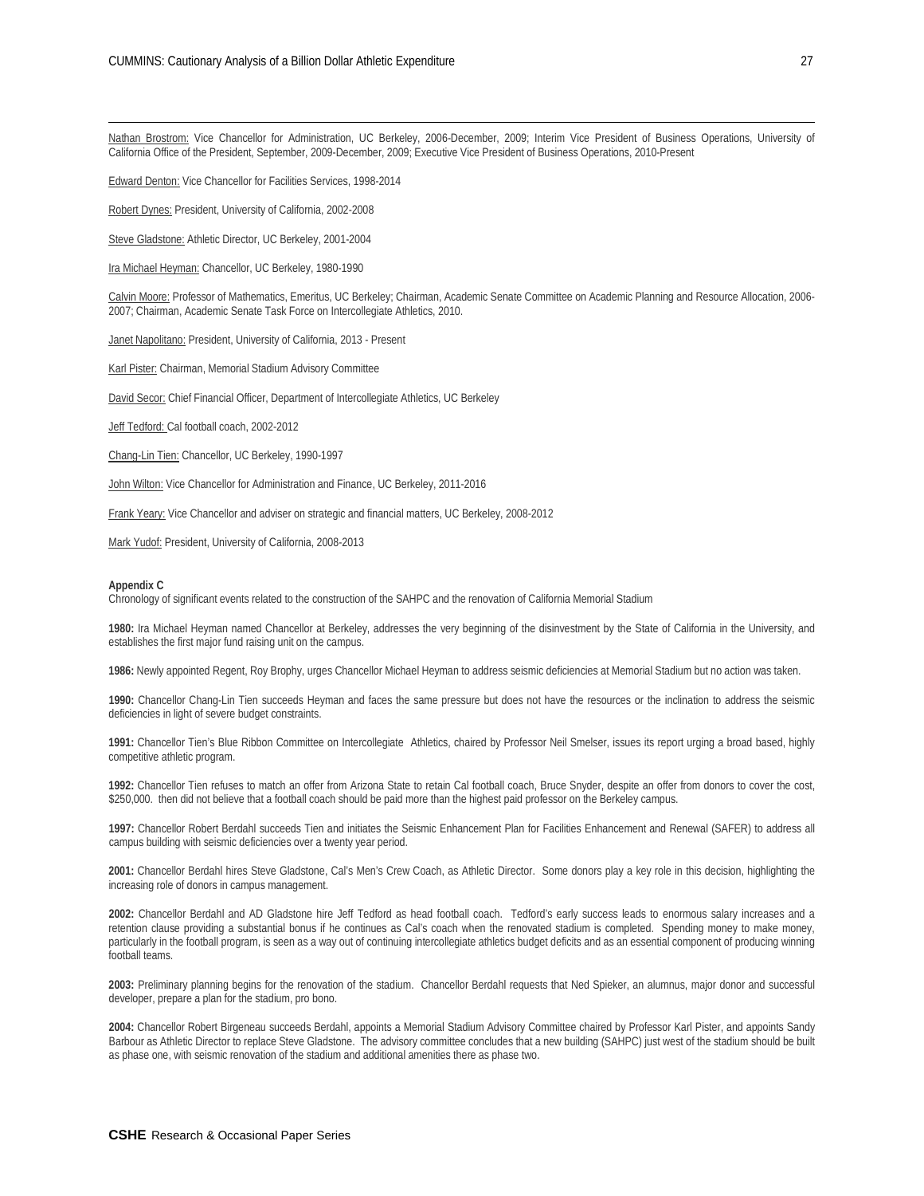Nathan Brostrom: Vice Chancellor for Administration, UC Berkeley, 2006-December, 2009; Interim Vice President of Business Operations, University of California Office of the President, September, 2009-December, 2009; Executive Vice President of Business Operations, 2010-Present

Edward Denton: Vice Chancellor for Facilities Services, 1998-2014

Robert Dynes: President, University of California, 2002-2008

Steve Gladstone: Athletic Director, UC Berkeley, 2001-2004

Ira Michael Heyman: Chancellor, UC Berkeley, 1980-1990

Calvin Moore: Professor of Mathematics, Emeritus, UC Berkeley; Chairman, Academic Senate Committee on Academic Planning and Resource Allocation, 2006-2007; Chairman, Academic Senate Task Force on Intercollegiate Athletics, 2010.

Janet Napolitano: President, University of California, 2013 - Present

Karl Pister: Chairman, Memorial Stadium Advisory Committee

David Secor: Chief Financial Officer, Department of Intercollegiate Athletics, UC Berkeley

Jeff Tedford: Cal football coach, 2002-2012

Chang-Lin Tien: Chancellor, UC Berkeley, 1990-1997

John Wilton: Vice Chancellor for Administration and Finance, UC Berkeley, 2011-2016

Frank Yeary: Vice Chancellor and adviser on strategic and financial matters, UC Berkeley, 2008-2012

Mark Yudof: President, University of California, 2008-2013

**Appendix C**

Chronology of significant events related to the construction of the SAHPC and the renovation of California Memorial Stadium

**1980:** Ira Michael Heyman named Chancellor at Berkeley, addresses the very beginning of the disinvestment by the State of California in the University, and establishes the first major fund raising unit on the campus.

**1986:** Newly appointed Regent, Roy Brophy, urges Chancellor Michael Heyman to address seismic deficiencies at Memorial Stadium but no action was taken.

**1990:** Chancellor Chang-Lin Tien succeeds Heyman and faces the same pressure but does not have the resources or the inclination to address the seismic deficiencies in light of severe budget constraints.

**1991:** Chancellor Tien's Blue Ribbon Committee on Intercollegiate Athletics, chaired by Professor Neil Smelser, issues its report urging a broad based, highly competitive athletic program.

**1992:** Chancellor Tien refuses to match an offer from Arizona State to retain Cal football coach, Bruce Snyder, despite an offer from donors to cover the cost, \$250,000. then did not believe that a football coach should be paid more than the highest paid professor on the Berkeley campus.

**1997:** Chancellor Robert Berdahl succeeds Tien and initiates the Seismic Enhancement Plan for Facilities Enhancement and Renewal (SAFER) to address all campus building with seismic deficiencies over a twenty year period.

**2001:** Chancellor Berdahl hires Steve Gladstone, Cal's Men's Crew Coach, as Athletic Director. Some donors play a key role in this decision, highlighting the increasing role of donors in campus management.

**2002:** Chancellor Berdahl and AD Gladstone hire Jeff Tedford as head football coach. Tedford's early success leads to enormous salary increases and a retention clause providing a substantial bonus if he continues as Cal's coach when the renovated stadium is completed. Spending money to make money, particularly in the football program, is seen as a way out of continuing intercollegiate athletics budget deficits and as an essential component of producing winning football teams.

**2003:** Preliminary planning begins for the renovation of the stadium. Chancellor Berdahl requests that Ned Spieker, an alumnus, major donor and successful developer, prepare a plan for the stadium, pro bono.

**2004:** Chancellor Robert Birgeneau succeeds Berdahl, appoints a Memorial Stadium Advisory Committee chaired by Professor Karl Pister, and appoints Sandy Barbour as Athletic Director to replace Steve Gladstone. The advisory committee concludes that a new building (SAHPC) just west of the stadium should be built as phase one, with seismic renovation of the stadium and additional amenities there as phase two.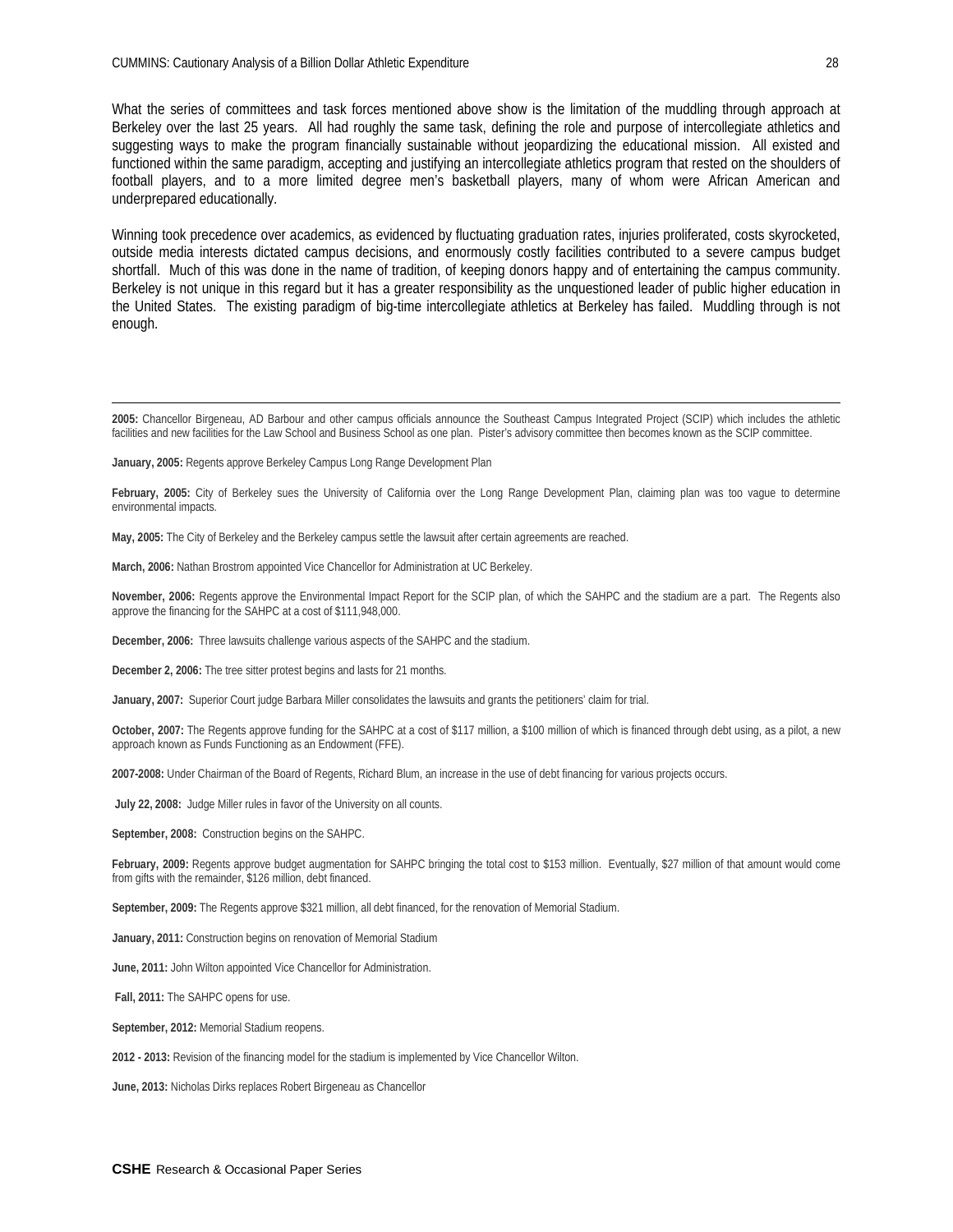What the series of committees and task forces mentioned above show is the limitation of the muddling through approach at Berkeley over the last 25 years. All had roughly the same task, defining the role and purpose of intercollegiate athletics and suggesting ways to make the program financially sustainable without jeopardizing the educational mission. All existed and functioned within the same paradigm, accepting and justifying an intercollegiate athletics program that rested on the shoulders of football players, and to a more limited degree men's basketball players, many of whom were African American and underprepared educationally.

Winning took precedence over academics, as evidenced by fluctuating graduation rates, injuries proliferated, costs skyrocketed, outside media interests dictated campus decisions, and enormously costly facilities contributed to a severe campus budget shortfall. Much of this was done in the name of tradition, of keeping donors happy and of entertaining the campus community. Berkeley is not unique in this regard but it has a greater responsibility as the unquestioned leader of public higher education in the United States. The existing paradigm of big-time intercollegiate athletics at Berkeley has failed. Muddling through is not enough.

---

**2005:** Chancellor Birgeneau, AD Barbour and other campus officials announce the Southeast Campus Integrated Project (SCIP) which includes the athletic facilities and new facilities for the Law School and Business School as one plan. Pister's advisory committee then becomes known as the SCIP committee.

**January, 2005:** Regents approve Berkeley Campus Long Range Development Plan

**February, 2005:** City of Berkeley sues the University of California over the Long Range Development Plan, claiming plan was too vague to determine environmental impacts.

**May, 2005:** The City of Berkeley and the Berkeley campus settle the lawsuit after certain agreements are reached.

**March, 2006:** Nathan Brostrom appointed Vice Chancellor for Administration at UC Berkeley.

**November, 2006:** Regents approve the Environmental Impact Report for the SCIP plan, of which the SAHPC and the stadium are a part. The Regents also approve the financing for the SAHPC at a cost of $111,948,000.

**December, 2006:** Three lawsuits challenge various aspects of the SAHPC and the stadium.

**December 2, 2006:** The tree sitter protest begins and lasts for 21 months.

**January, 2007:** Superior Court judge Barbara Miller consolidates the lawsuits and grants the petitioners' claim for trial.

**October, 2007:** The Regents approve funding for the SAHPC at a cost of $117 million, a $100 million of which is financed through debt using, as a pilot, a new approach known as Funds Functioning as an Endowment (FFE).

**2007-2008:** Under Chairman of the Board of Regents, Richard Blum, an increase in the use of debt financing for various projects occurs.

**July 22, 2008:** Judge Miller rules in favor of the University on all counts.

**September, 2008:** Construction begins on the SAHPC.

**February, 2009:** Regents approve budget augmentation for SAHPC bringing the total cost to $153 million. Eventually, $27 million of that amount would come from gifts with the remainder, $126 million, debt financed.

**September, 2009:** The Regents approve $321 million, all debt financed, for the renovation of Memorial Stadium.

**January, 2011:** Construction begins on renovation of Memorial Stadium

**June, 2011:** John Wilton appointed Vice Chancellor for Administration.

**Fall, 2011:** The SAHPC opens for use.

**September, 2012:** Memorial Stadium reopens.

**2012 - 2013:** Revision of the financing model for the stadium is implemented by Vice Chancellor Wilton.

**June, 2013:** Nicholas Dirks replaces Robert Birgeneau as Chancellor